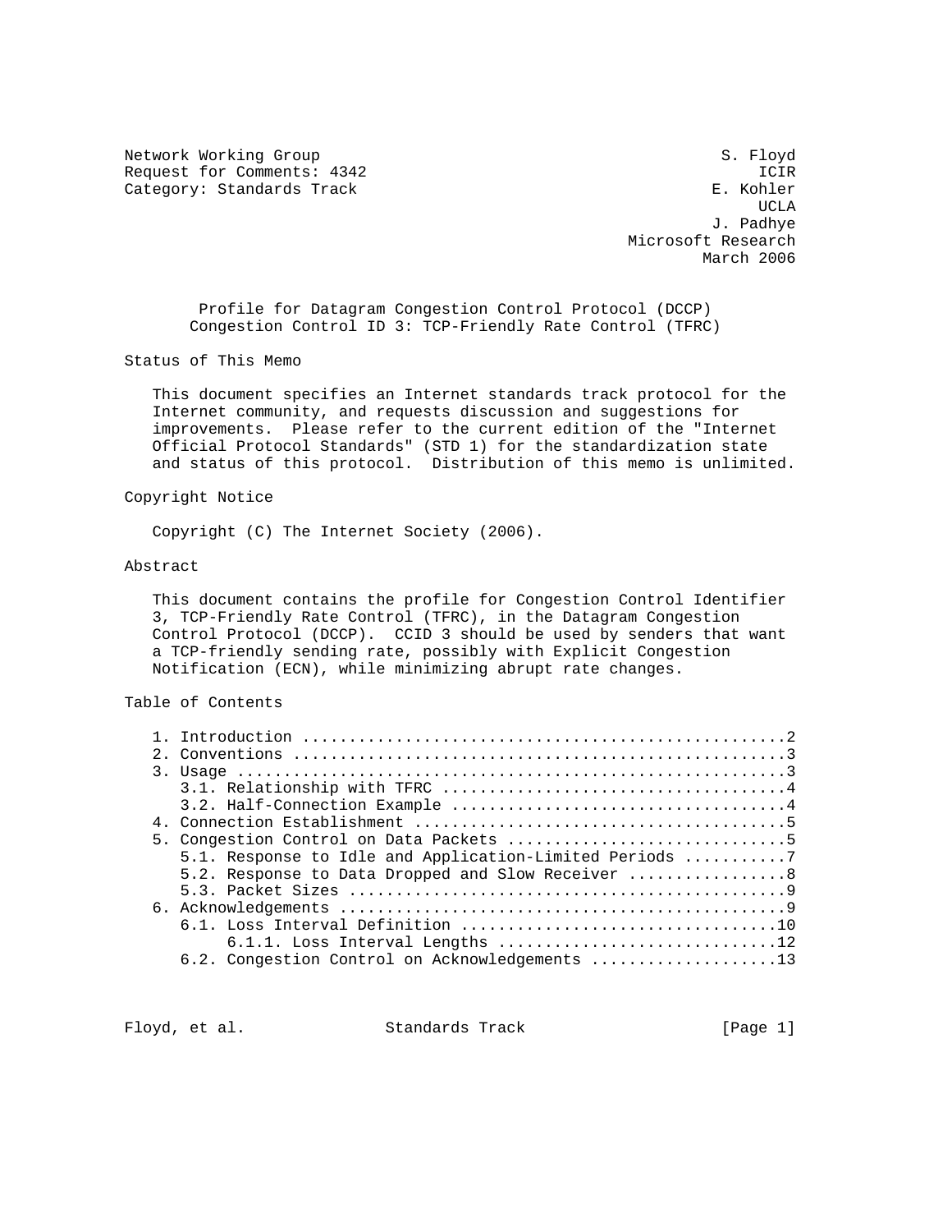Network Working Group S. Floyd
Request for Comments: 4342 ICIR
Category: Standards Track E. Kohler
UCLA
J. Padhye
Microsoft Research
March 2006

# Profile for Datagram Congestion Control Protocol (DCCP) Congestion Control ID 3: TCP-Friendly Rate Control (TFRC)

## Status of This Memo

This document specifies an Internet standards track protocol for the Internet community, and requests discussion and suggestions for improvements. Please refer to the current edition of the "Internet Official Protocol Standards" (STD 1) for the standardization state and status of this protocol. Distribution of this memo is unlimited.

## Copyright Notice

Copyright (C) The Internet Society (2006).

## Abstract

This document contains the profile for Congestion Control Identifier 3, TCP-Friendly Rate Control (TFRC), in the Datagram Congestion Control Protocol (DCCP). CCID 3 should be used by senders that want a TCP-friendly sending rate, possibly with Explicit Congestion Notification (ECN), while minimizing abrupt rate changes.

## Table of Contents

```
1. Introduction ....................................................2
2. Conventions .....................................................3
3. Usage ...........................................................3
   3.1. Relationship with TFRC .....................................4
   3.2. Half-Connection Example ....................................4
4. Connection Establishment ........................................5
5. Congestion Control on Data Packets ..............................5
   5.1. Response to Idle and Application-Limited Periods ...........7
   5.2. Response to Data Dropped and Slow Receiver .................8
   5.3. Packet Sizes ...............................................9
6. Acknowledgements ................................................9
   6.1. Loss Interval Definition ..................................10
        6.1.1. Loss Interval Lengths ..............................12
   6.2. Congestion Control on Acknowledgements ....................13
```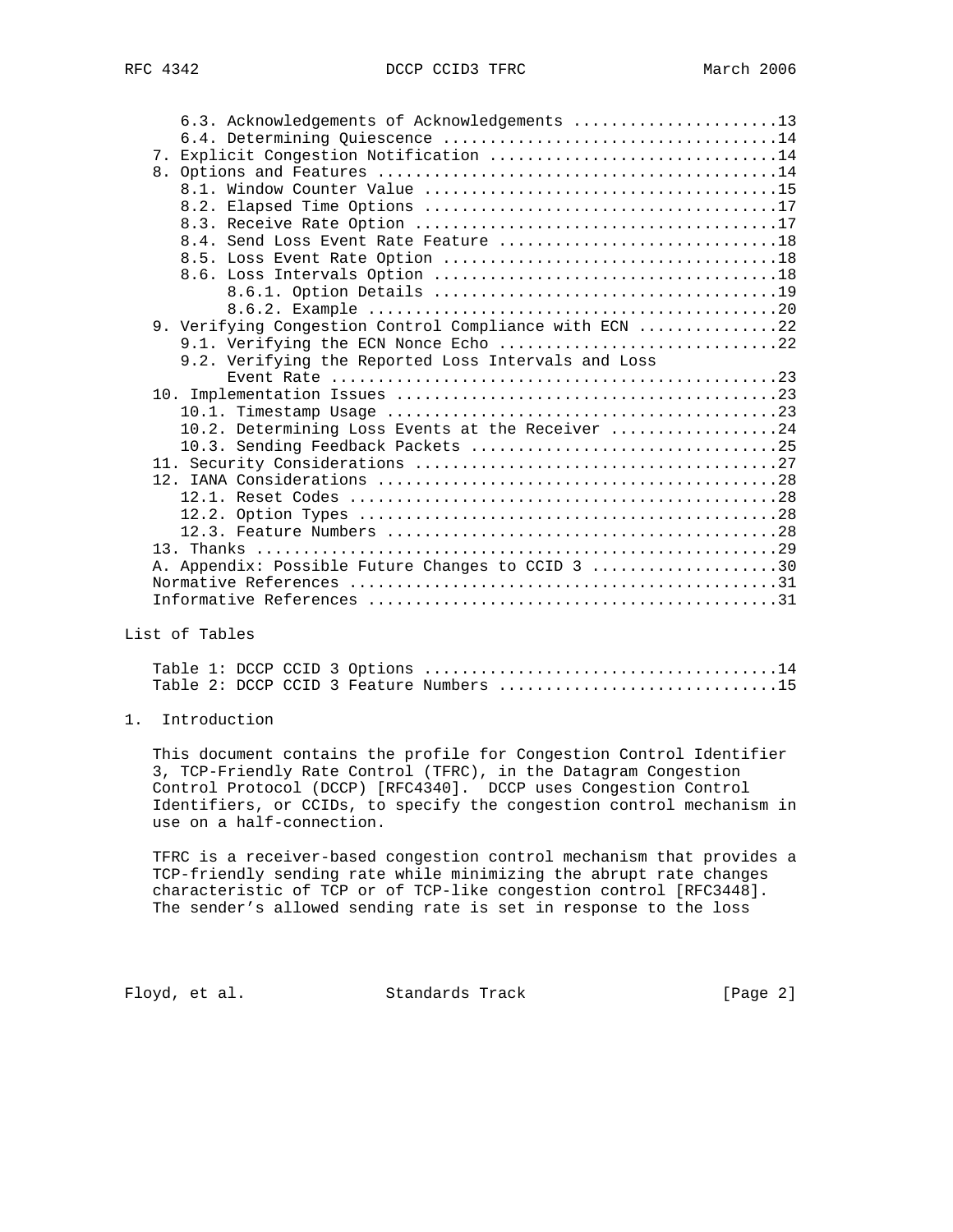6.3. Acknowledgements of Acknowledgements ......................13
6.4. Determining Quiescence ....................................14
7. Explicit Congestion Notification ...............................14
8. Options and Features ...........................................14
8.1. Window Counter Value ......................................15
8.2. Elapsed Time Options ......................................17
8.3. Receive Rate Option .......................................17
8.4. Send Loss Event Rate Feature ..............................18
8.5. Loss Event Rate Option ....................................18
8.6. Loss Intervals Option .....................................18
8.6.1. Option Details ......................................19
8.6.2. Example .............................................20
9. Verifying Congestion Control Compliance with ECN ...............22
9.1. Verifying the ECN Nonce Echo ..............................22
9.2. Verifying the Reported Loss Intervals and Loss Event Rate ...............................................23
10. Implementation Issues .........................................23
10.1. Timestamp Usage ..........................................23
10.2. Determining Loss Events at the Receiver ..................24
10.3. Sending Feedback Packets .................................25
11. Security Considerations .......................................27
12. IANA Considerations ...........................................28
12.1. Reset Codes ..............................................28
12.2. Option Types .............................................28
12.3. Feature Numbers ..........................................28
13. Thanks ........................................................29
A. Appendix: Possible Future Changes to CCID 3 ....................30
Normative References ..............................................31
Informative References ............................................31

List of Tables

Table 1: DCCP CCID 3 Options ......................................14
Table 2: DCCP CCID 3 Feature Numbers ..............................15

## 1. Introduction

This document contains the profile for Congestion Control Identifier 3, TCP-Friendly Rate Control (TFRC), in the Datagram Congestion Control Protocol (DCCP) [RFC4340]. DCCP uses Congestion Control Identifiers, or CCIDs, to specify the congestion control mechanism in use on a half-connection.

TFRC is a receiver-based congestion control mechanism that provides a TCP-friendly sending rate while minimizing the abrupt rate changes characteristic of TCP or of TCP-like congestion control [RFC3448]. The sender's allowed sending rate is set in response to the loss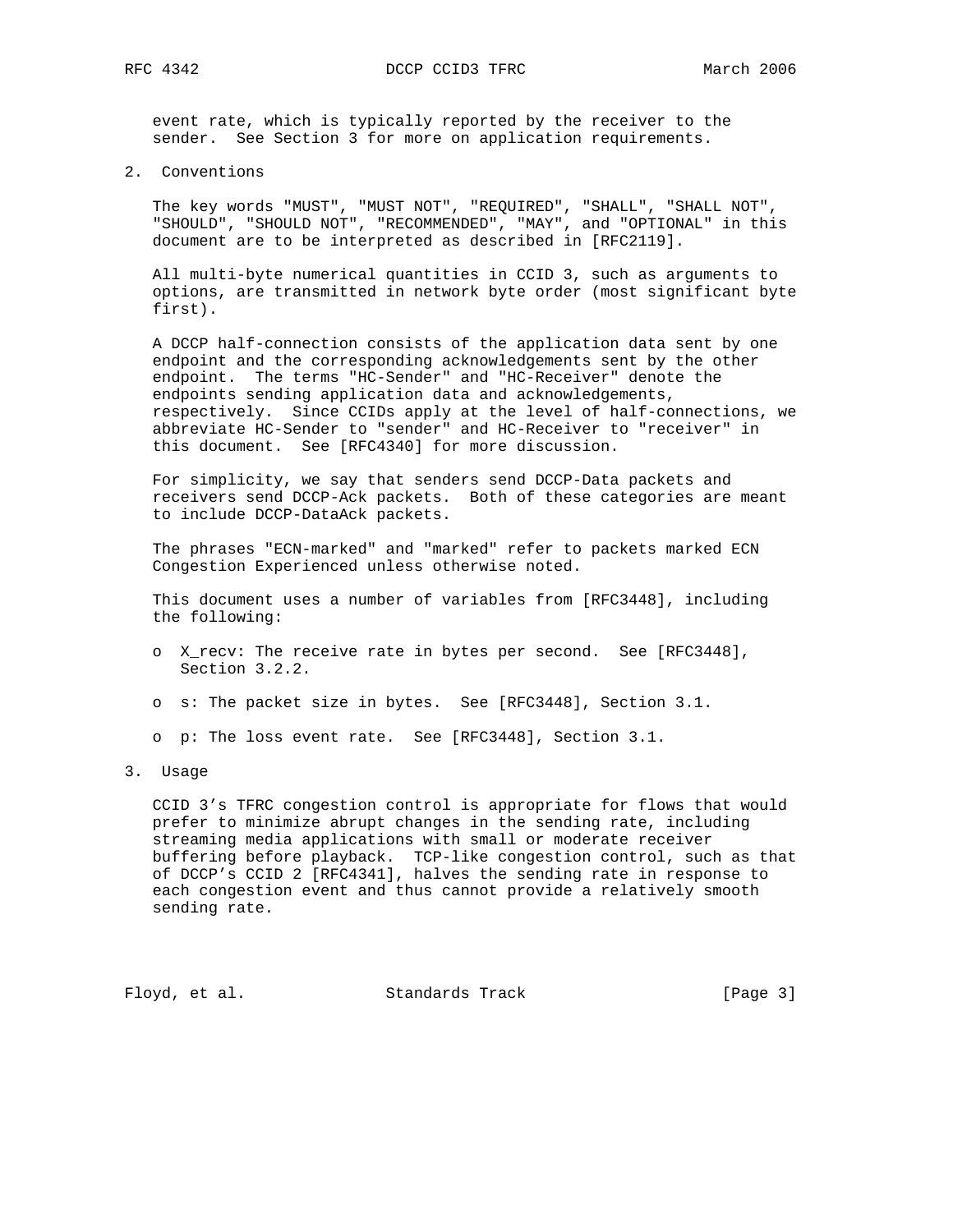event rate, which is typically reported by the receiver to the sender. See Section 3 for more on application requirements.

## 2. Conventions

The key words "MUST", "MUST NOT", "REQUIRED", "SHALL", "SHALL NOT", "SHOULD", "SHOULD NOT", "RECOMMENDED", "MAY", and "OPTIONAL" in this document are to be interpreted as described in [RFC2119].

All multi-byte numerical quantities in CCID 3, such as arguments to options, are transmitted in network byte order (most significant byte first).

A DCCP half-connection consists of the application data sent by one endpoint and the corresponding acknowledgements sent by the other endpoint. The terms "HC-Sender" and "HC-Receiver" denote the endpoints sending application data and acknowledgements, respectively. Since CCIDs apply at the level of half-connections, we abbreviate HC-Sender to "sender" and HC-Receiver to "receiver" in this document. See [RFC4340] for more discussion.

For simplicity, we say that senders send DCCP-Data packets and receivers send DCCP-Ack packets. Both of these categories are meant to include DCCP-DataAck packets.

The phrases "ECN-marked" and "marked" refer to packets marked ECN Congestion Experienced unless otherwise noted.

This document uses a number of variables from [RFC3448], including the following:

- X_recv: The receive rate in bytes per second. See [RFC3448], Section 3.2.2.
- s: The packet size in bytes. See [RFC3448], Section 3.1.
- p: The loss event rate. See [RFC3448], Section 3.1.

## 3. Usage

CCID 3's TFRC congestion control is appropriate for flows that would prefer to minimize abrupt changes in the sending rate, including streaming media applications with small or moderate receiver buffering before playback. TCP-like congestion control, such as that of DCCP's CCID 2 [RFC4341], halves the sending rate in response to each congestion event and thus cannot provide a relatively smooth sending rate.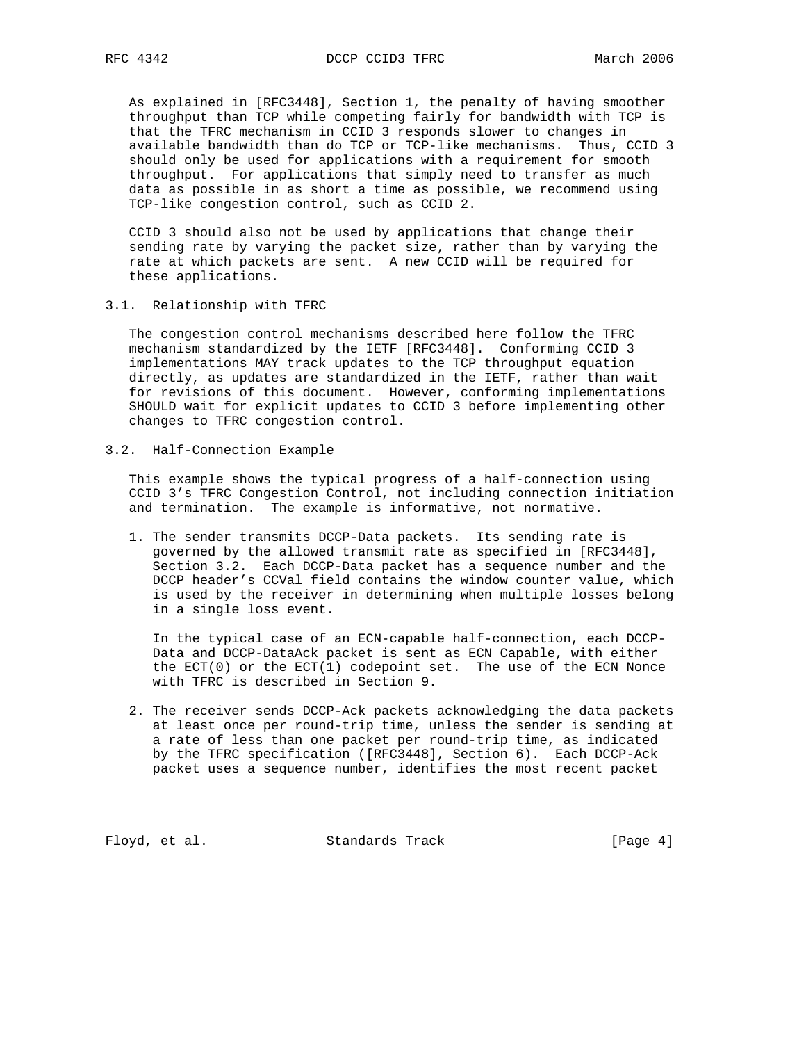As explained in [RFC3448], Section 1, the penalty of having smoother throughput than TCP while competing fairly for bandwidth with TCP is that the TFRC mechanism in CCID 3 responds slower to changes in available bandwidth than do TCP or TCP-like mechanisms. Thus, CCID 3 should only be used for applications with a requirement for smooth throughput. For applications that simply need to transfer as much data as possible in as short a time as possible, we recommend using TCP-like congestion control, such as CCID 2.

CCID 3 should also not be used by applications that change their sending rate by varying the packet size, rather than by varying the rate at which packets are sent. A new CCID will be required for these applications.

## 3.1. Relationship with TFRC

The congestion control mechanisms described here follow the TFRC mechanism standardized by the IETF [RFC3448]. Conforming CCID 3 implementations MAY track updates to the TCP throughput equation directly, as updates are standardized in the IETF, rather than wait for revisions of this document. However, conforming implementations SHOULD wait for explicit updates to CCID 3 before implementing other changes to TFRC congestion control.

## 3.2. Half-Connection Example

This example shows the typical progress of a half-connection using CCID 3's TFRC Congestion Control, not including connection initiation and termination. The example is informative, not normative.

1. The sender transmits DCCP-Data packets. Its sending rate is governed by the allowed transmit rate as specified in [RFC3448], Section 3.2. Each DCCP-Data packet has a sequence number and the DCCP header's CCVal field contains the window counter value, which is used by the receiver in determining when multiple losses belong in a single loss event.

   In the typical case of an ECN-capable half-connection, each DCCP-Data and DCCP-DataAck packet is sent as ECN Capable, with either the ECT(0) or the ECT(1) codepoint set. The use of the ECN Nonce with TFRC is described in Section 9.

2. The receiver sends DCCP-Ack packets acknowledging the data packets at least once per round-trip time, unless the sender is sending at a rate of less than one packet per round-trip time, as indicated by the TFRC specification ([RFC3448], Section 6). Each DCCP-Ack packet uses a sequence number, identifies the most recent packet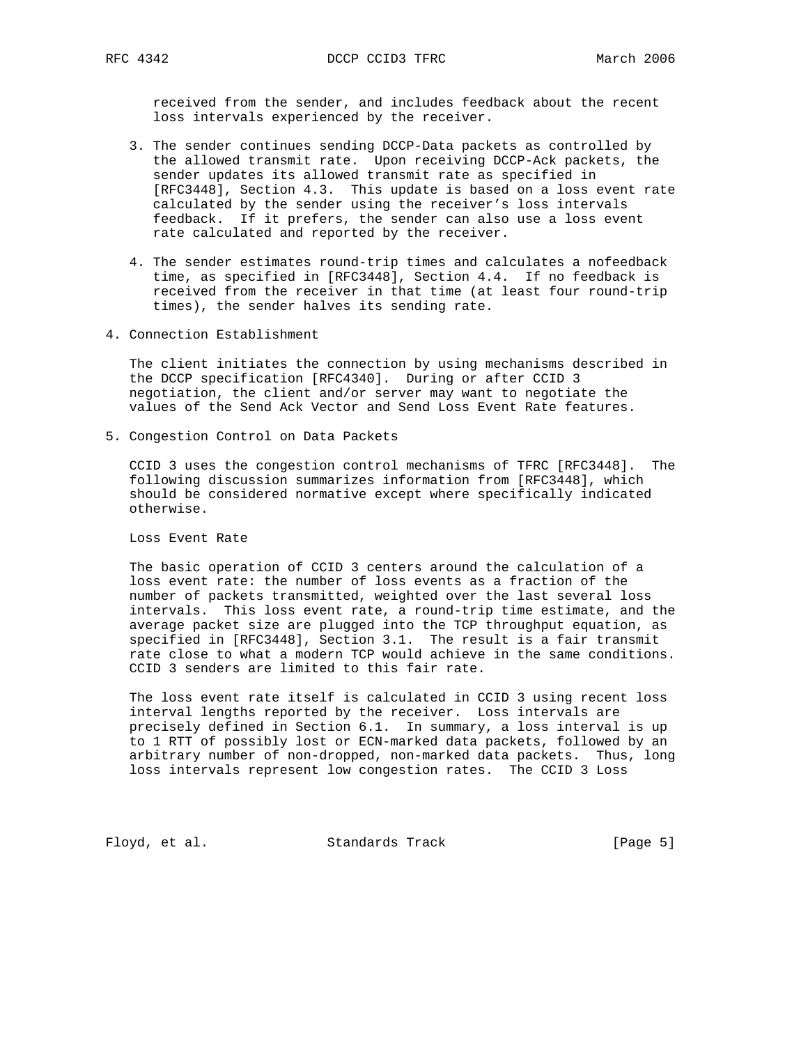received from the sender, and includes feedback about the recent loss intervals experienced by the receiver.

3. The sender continues sending DCCP-Data packets as controlled by the allowed transmit rate. Upon receiving DCCP-Ack packets, the sender updates its allowed transmit rate as specified in [RFC3448], Section 4.3. This update is based on a loss event rate calculated by the sender using the receiver's loss intervals feedback. If it prefers, the sender can also use a loss event rate calculated and reported by the receiver.

4. The sender estimates round-trip times and calculates a nofeedback time, as specified in [RFC3448], Section 4.4. If no feedback is received from the receiver in that time (at least four round-trip times), the sender halves its sending rate.

## 4. Connection Establishment

The client initiates the connection by using mechanisms described in the DCCP specification [RFC4340]. During or after CCID 3 negotiation, the client and/or server may want to negotiate the values of the Send Ack Vector and Send Loss Event Rate features.

## 5. Congestion Control on Data Packets

CCID 3 uses the congestion control mechanisms of TFRC [RFC3448]. The following discussion summarizes information from [RFC3448], which should be considered normative except where specifically indicated otherwise.

Loss Event Rate

The basic operation of CCID 3 centers around the calculation of a loss event rate: the number of loss events as a fraction of the number of packets transmitted, weighted over the last several loss intervals. This loss event rate, a round-trip time estimate, and the average packet size are plugged into the TCP throughput equation, as specified in [RFC3448], Section 3.1. The result is a fair transmit rate close to what a modern TCP would achieve in the same conditions. CCID 3 senders are limited to this fair rate.

The loss event rate itself is calculated in CCID 3 using recent loss interval lengths reported by the receiver. Loss intervals are precisely defined in Section 6.1. In summary, a loss interval is up to 1 RTT of possibly lost or ECN-marked data packets, followed by an arbitrary number of non-dropped, non-marked data packets. Thus, long loss intervals represent low congestion rates. The CCID 3 Loss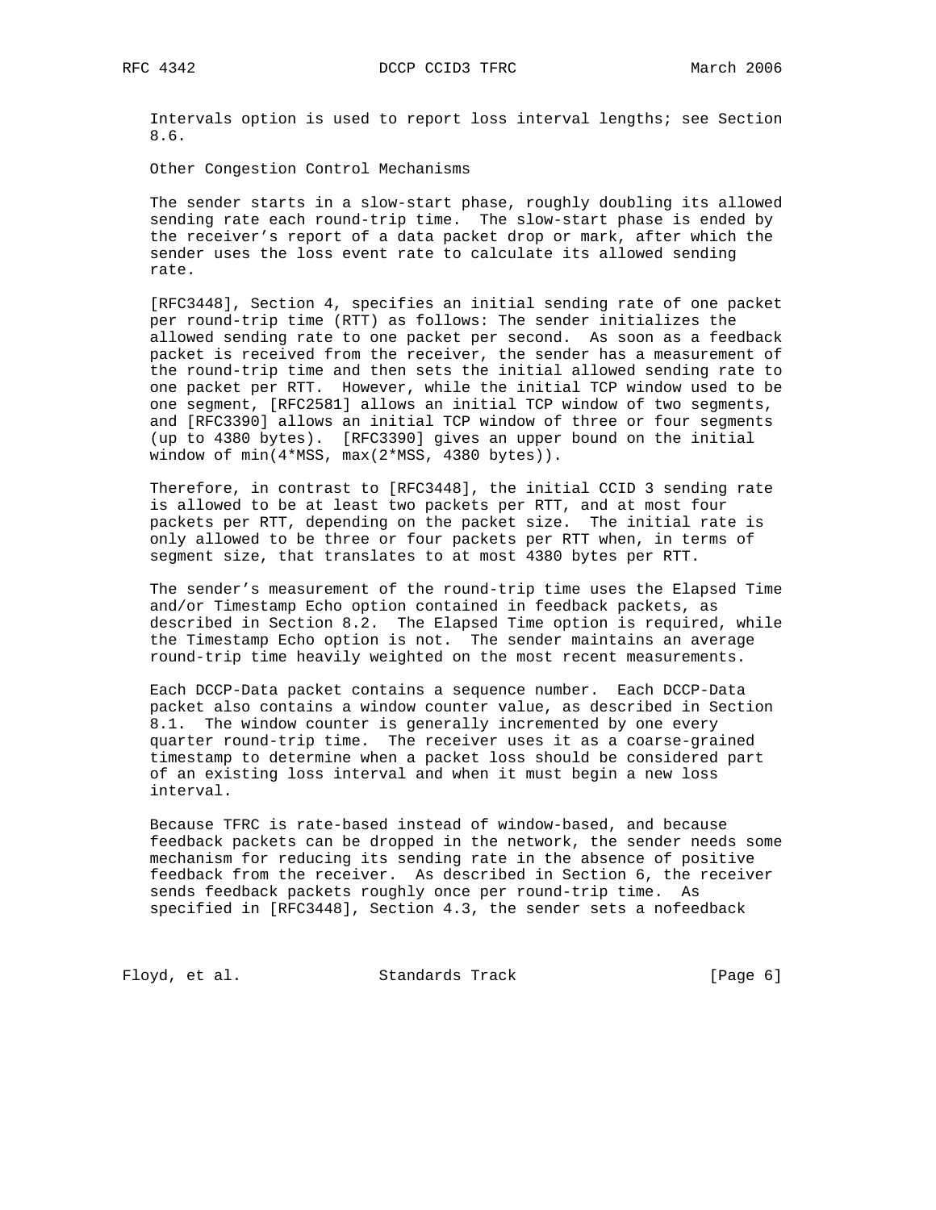Intervals option is used to report loss interval lengths; see Section 8.6.

Other Congestion Control Mechanisms

The sender starts in a slow-start phase, roughly doubling its allowed sending rate each round-trip time. The slow-start phase is ended by the receiver's report of a data packet drop or mark, after which the sender uses the loss event rate to calculate its allowed sending rate.

[RFC3448], Section 4, specifies an initial sending rate of one packet per round-trip time (RTT) as follows: The sender initializes the allowed sending rate to one packet per second. As soon as a feedback packet is received from the receiver, the sender has a measurement of the round-trip time and then sets the initial allowed sending rate to one packet per RTT. However, while the initial TCP window used to be one segment, [RFC2581] allows an initial TCP window of two segments, and [RFC3390] allows an initial TCP window of three or four segments (up to 4380 bytes). [RFC3390] gives an upper bound on the initial window of min(4*MSS, max(2*MSS, 4380 bytes)).

Therefore, in contrast to [RFC3448], the initial CCID 3 sending rate is allowed to be at least two packets per RTT, and at most four packets per RTT, depending on the packet size. The initial rate is only allowed to be three or four packets per RTT when, in terms of segment size, that translates to at most 4380 bytes per RTT.

The sender's measurement of the round-trip time uses the Elapsed Time and/or Timestamp Echo option contained in feedback packets, as described in Section 8.2. The Elapsed Time option is required, while the Timestamp Echo option is not. The sender maintains an average round-trip time heavily weighted on the most recent measurements.

Each DCCP-Data packet contains a sequence number. Each DCCP-Data packet also contains a window counter value, as described in Section 8.1. The window counter is generally incremented by one every quarter round-trip time. The receiver uses it as a coarse-grained timestamp to determine when a packet loss should be considered part of an existing loss interval and when it must begin a new loss interval.

Because TFRC is rate-based instead of window-based, and because feedback packets can be dropped in the network, the sender needs some mechanism for reducing its sending rate in the absence of positive feedback from the receiver. As described in Section 6, the receiver sends feedback packets roughly once per round-trip time. As specified in [RFC3448], Section 4.3, the sender sets a nofeedback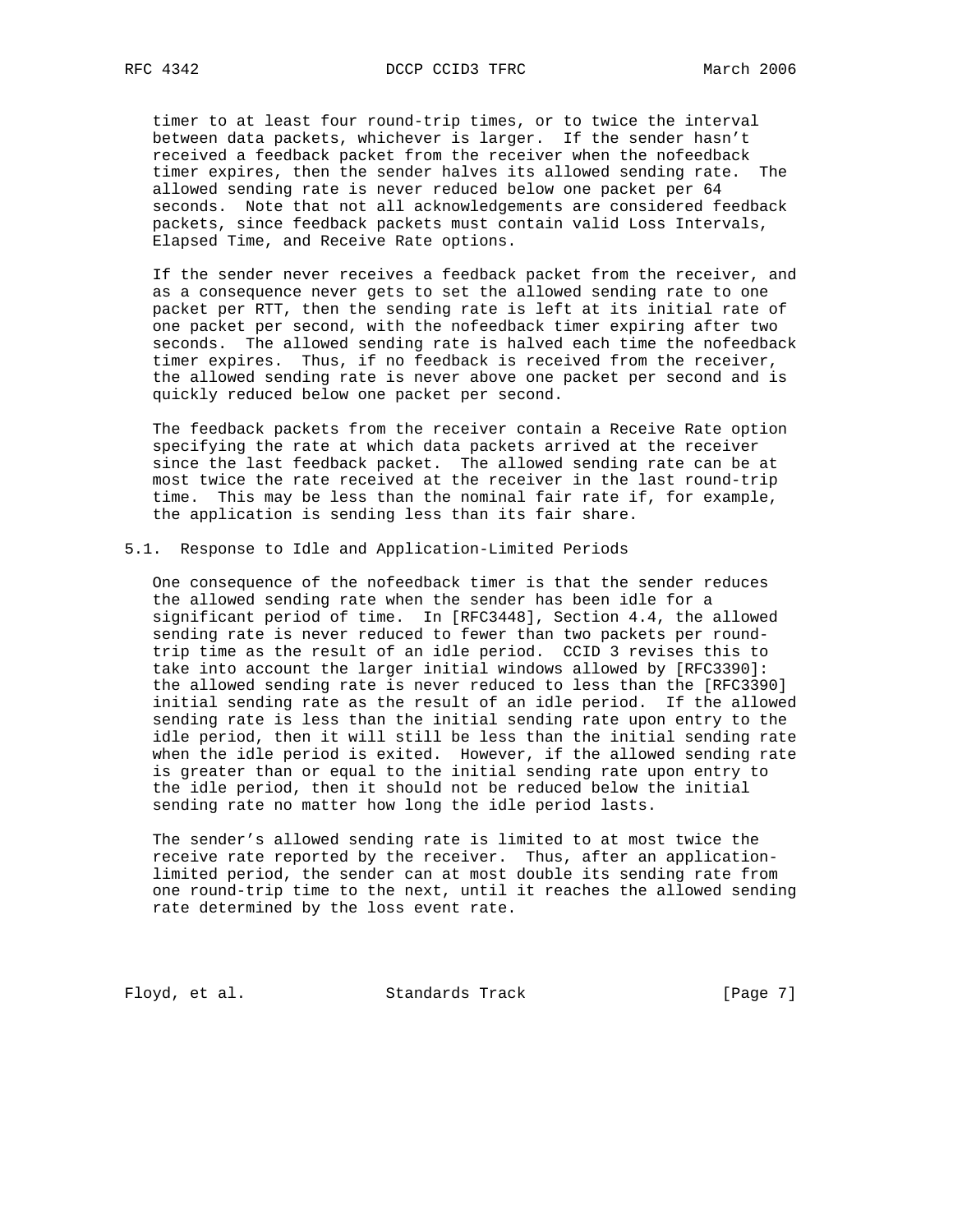timer to at least four round-trip times, or to twice the interval between data packets, whichever is larger. If the sender hasn't received a feedback packet from the receiver when the nofeedback timer expires, then the sender halves its allowed sending rate. The allowed sending rate is never reduced below one packet per 64 seconds. Note that not all acknowledgements are considered feedback packets, since feedback packets must contain valid Loss Intervals, Elapsed Time, and Receive Rate options.

If the sender never receives a feedback packet from the receiver, and as a consequence never gets to set the allowed sending rate to one packet per RTT, then the sending rate is left at its initial rate of one packet per second, with the nofeedback timer expiring after two seconds. The allowed sending rate is halved each time the nofeedback timer expires. Thus, if no feedback is received from the receiver, the allowed sending rate is never above one packet per second and is quickly reduced below one packet per second.

The feedback packets from the receiver contain a Receive Rate option specifying the rate at which data packets arrived at the receiver since the last feedback packet. The allowed sending rate can be at most twice the rate received at the receiver in the last round-trip time. This may be less than the nominal fair rate if, for example, the application is sending less than its fair share.

## 5.1. Response to Idle and Application-Limited Periods

One consequence of the nofeedback timer is that the sender reduces the allowed sending rate when the sender has been idle for a significant period of time. In [RFC3448], Section 4.4, the allowed sending rate is never reduced to fewer than two packets per round-trip time as the result of an idle period. CCID 3 revises this to take into account the larger initial windows allowed by [RFC3390]: the allowed sending rate is never reduced to less than the [RFC3390] initial sending rate as the result of an idle period. If the allowed sending rate is less than the initial sending rate upon entry to the idle period, then it will still be less than the initial sending rate when the idle period is exited. However, if the allowed sending rate is greater than or equal to the initial sending rate upon entry to the idle period, then it should not be reduced below the initial sending rate no matter how long the idle period lasts.

The sender's allowed sending rate is limited to at most twice the receive rate reported by the receiver. Thus, after an application-limited period, the sender can at most double its sending rate from one round-trip time to the next, until it reaches the allowed sending rate determined by the loss event rate.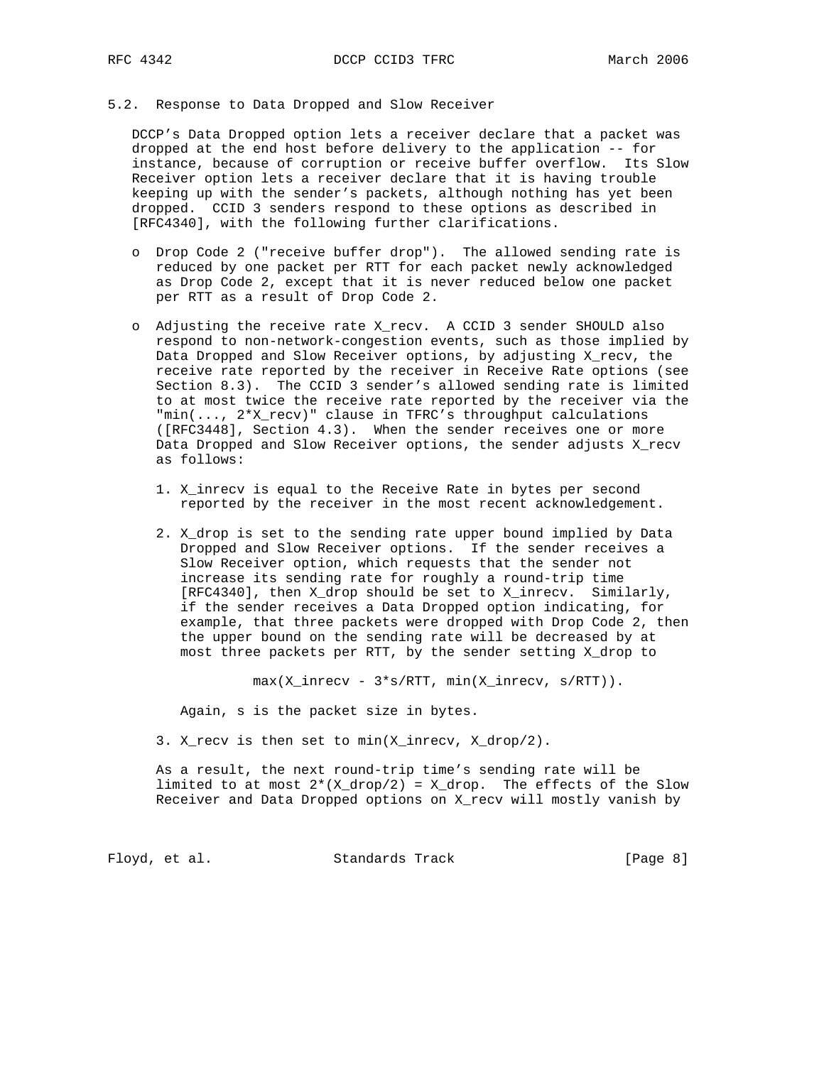### 5.2. Response to Data Dropped and Slow Receiver

DCCP's Data Dropped option lets a receiver declare that a packet was dropped at the end host before delivery to the application -- for instance, because of corruption or receive buffer overflow. Its Slow Receiver option lets a receiver declare that it is having trouble keeping up with the sender's packets, although nothing has yet been dropped. CCID 3 senders respond to these options as described in [RFC4340], with the following further clarifications.

- Drop Code 2 ("receive buffer drop"). The allowed sending rate is reduced by one packet per RTT for each packet newly acknowledged as Drop Code 2, except that it is never reduced below one packet per RTT as a result of Drop Code 2.

- Adjusting the receive rate $X_{recv}$. A CCID 3 sender SHOULD also respond to non-network-congestion events, such as those implied by Data Dropped and Slow Receiver options, by adjusting $X_{recv}$, the receive rate reported by the receiver in Receive Rate options (see Section 8.3). The CCID 3 sender's allowed sending rate is limited to at most twice the receive rate reported by the receiver via the "$\min(\ldots, 2 \cdot X_{recv})$" clause in TFRC's throughput calculations ([RFC3448], Section 4.3). When the sender receives one or more Data Dropped and Slow Receiver options, the sender adjusts $X_{recv}$ as follows:

  1. $X_{inrecv}$ is equal to the Receive Rate in bytes per second reported by the receiver in the most recent acknowledgement.

  2. $X_{drop}$ is set to the sending rate upper bound implied by Data Dropped and Slow Receiver options. If the sender receives a Slow Receiver option, which requests that the sender not increase its sending rate for roughly a round-trip time [RFC4340], then $X_{drop}$ should be set to $X_{inrecv}$. Similarly, if the sender receives a Data Dropped option indicating, for example, that three packets were dropped with Drop Code 2, then the upper bound on the sending rate will be decreased by at most three packets per RTT, by the sender setting $X_{drop}$ to

     $$\max(X_{inrecv} - 3 \cdot s/RTT, \min(X_{inrecv}, s/RTT)).$$

     Again, s is the packet size in bytes.

  3. $X_{recv}$ is then set to $\min(X_{inrecv}, X_{drop}/2)$.

  As a result, the next round-trip time's sending rate will be limited to at most $2 \cdot (X_{drop}/2) = X_{drop}$. The effects of the Slow Receiver and Data Dropped options on $X_{recv}$ will mostly vanish by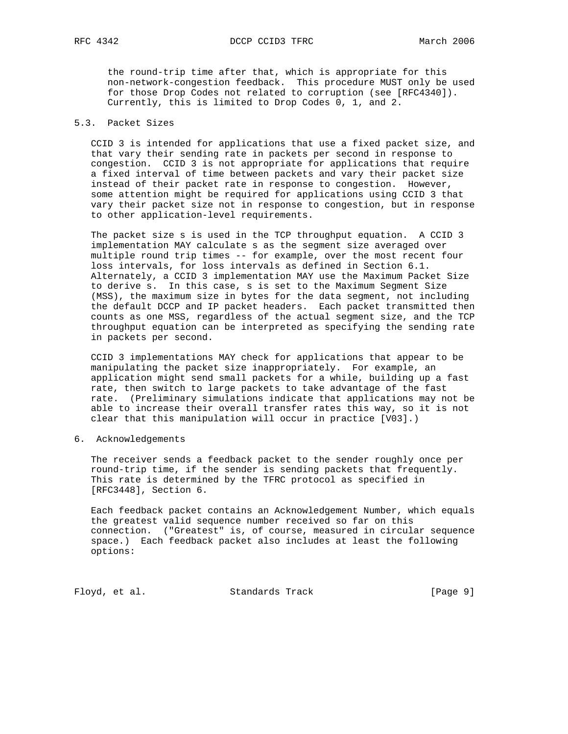the round-trip time after that, which is appropriate for this non-network-congestion feedback. This procedure MUST only be used for those Drop Codes not related to corruption (see [RFC4340]). Currently, this is limited to Drop Codes 0, 1, and 2.

### 5.3. Packet Sizes

CCID 3 is intended for applications that use a fixed packet size, and that vary their sending rate in packets per second in response to congestion. CCID 3 is not appropriate for applications that require a fixed interval of time between packets and vary their packet size instead of their packet rate in response to congestion. However, some attention might be required for applications using CCID 3 that vary their packet size not in response to congestion, but in response to other application-level requirements.

The packet size s is used in the TCP throughput equation. A CCID 3 implementation MAY calculate s as the segment size averaged over multiple round trip times -- for example, over the most recent four loss intervals, for loss intervals as defined in Section 6.1. Alternately, a CCID 3 implementation MAY use the Maximum Packet Size to derive s. In this case, s is set to the Maximum Segment Size (MSS), the maximum size in bytes for the data segment, not including the default DCCP and IP packet headers. Each packet transmitted then counts as one MSS, regardless of the actual segment size, and the TCP throughput equation can be interpreted as specifying the sending rate in packets per second.

CCID 3 implementations MAY check for applications that appear to be manipulating the packet size inappropriately. For example, an application might send small packets for a while, building up a fast rate, then switch to large packets to take advantage of the fast rate. (Preliminary simulations indicate that applications may not be able to increase their overall transfer rates this way, so it is not clear that this manipulation will occur in practice [V03].)

## 6. Acknowledgements

The receiver sends a feedback packet to the sender roughly once per round-trip time, if the sender is sending packets that frequently. This rate is determined by the TFRC protocol as specified in [RFC3448], Section 6.

Each feedback packet contains an Acknowledgement Number, which equals the greatest valid sequence number received so far on this connection. ("Greatest" is, of course, measured in circular sequence space.) Each feedback packet also includes at least the following options: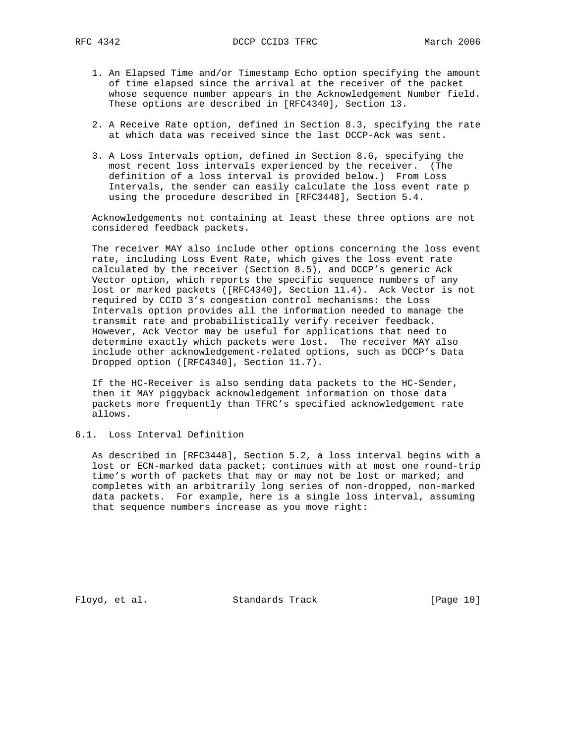1. An Elapsed Time and/or Timestamp Echo option specifying the amount of time elapsed since the arrival at the receiver of the packet whose sequence number appears in the Acknowledgement Number field. These options are described in [RFC4340], Section 13.

2. A Receive Rate option, defined in Section 8.3, specifying the rate at which data was received since the last DCCP-Ack was sent.

3. A Loss Intervals option, defined in Section 8.6, specifying the most recent loss intervals experienced by the receiver. (The definition of a loss interval is provided below.) From Loss Intervals, the sender can easily calculate the loss event rate p using the procedure described in [RFC3448], Section 5.4.

Acknowledgements not containing at least these three options are not considered feedback packets.

The receiver MAY also include other options concerning the loss event rate, including Loss Event Rate, which gives the loss event rate calculated by the receiver (Section 8.5), and DCCP's generic Ack Vector option, which reports the specific sequence numbers of any lost or marked packets ([RFC4340], Section 11.4). Ack Vector is not required by CCID 3's congestion control mechanisms: the Loss Intervals option provides all the information needed to manage the transmit rate and probabilistically verify receiver feedback. However, Ack Vector may be useful for applications that need to determine exactly which packets were lost. The receiver MAY also include other acknowledgement-related options, such as DCCP's Data Dropped option ([RFC4340], Section 11.7).

If the HC-Receiver is also sending data packets to the HC-Sender, then it MAY piggyback acknowledgement information on those data packets more frequently than TFRC's specified acknowledgement rate allows.

### 6.1. Loss Interval Definition

As described in [RFC3448], Section 5.2, a loss interval begins with a lost or ECN-marked data packet; continues with at most one round-trip time's worth of packets that may or may not be lost or marked; and completes with an arbitrarily long series of non-dropped, non-marked data packets. For example, here is a single loss interval, assuming that sequence numbers increase as you move right: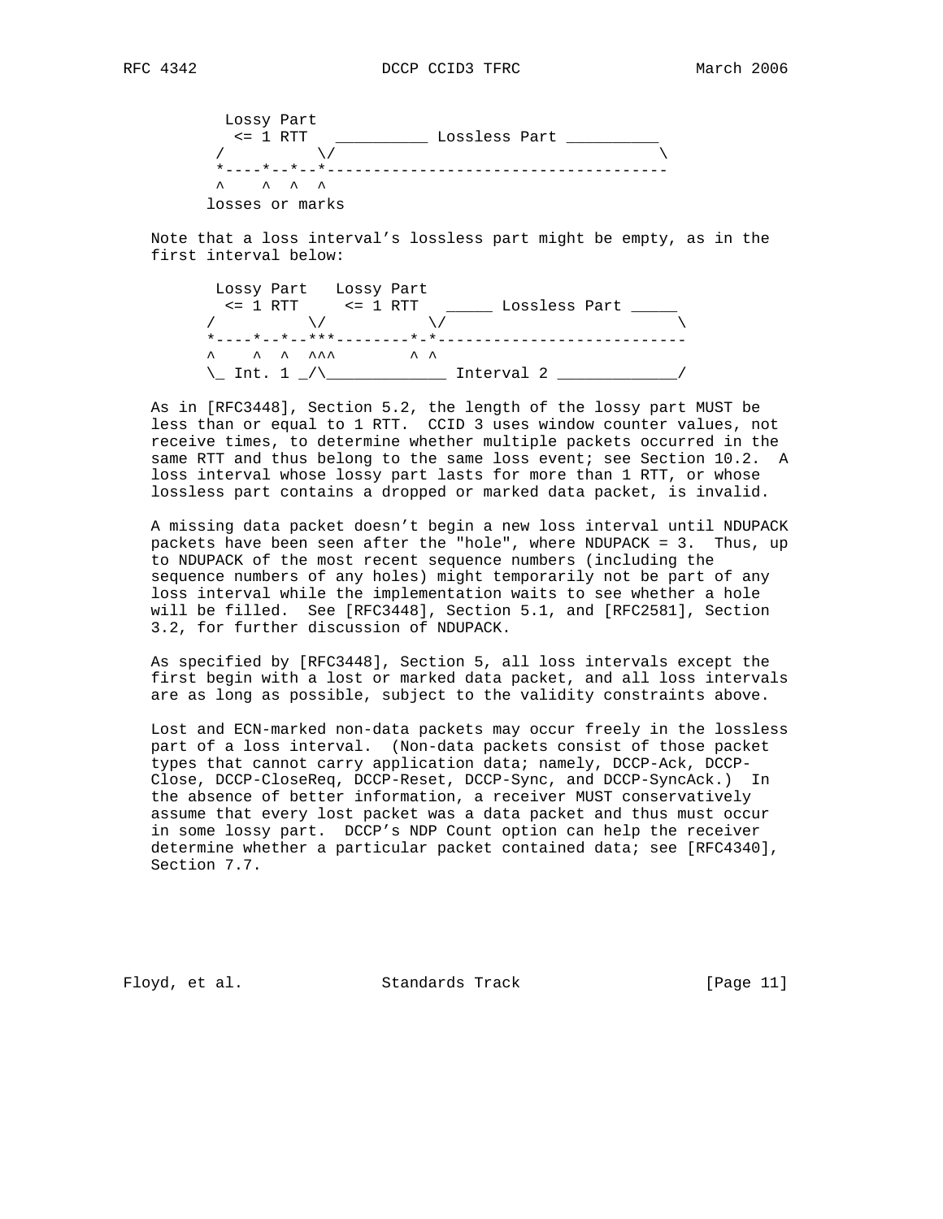```
         Lossy Part
          <= 1 RTT   __________ Lossless Part __________
        /          \/                                    \
        *----*--*--*-------------------------------------
        ^    ^  ^  ^
       losses or marks
```

Note that a loss interval's lossless part might be empty, as in the first interval below:

```
        Lossy Part   Lossy Part
         <= 1 RTT     <= 1 RTT   _____ Lossless Part _____
       /          \/          \/                          \
       *----*--*--***---------*-*---------------------------
       ^    ^  ^  ^^^         ^ ^
       \_ Int. 1 _/\_____________ Interval 2 _____________/
```

As in [RFC3448], Section 5.2, the length of the lossy part MUST be less than or equal to 1 RTT. CCID 3 uses window counter values, not receive times, to determine whether multiple packets occurred in the same RTT and thus belong to the same loss event; see Section 10.2. A loss interval whose lossy part lasts for more than 1 RTT, or whose lossless part contains a dropped or marked data packet, is invalid.

A missing data packet doesn't begin a new loss interval until NDUPACK packets have been seen after the "hole", where NDUPACK = 3. Thus, up to NDUPACK of the most recent sequence numbers (including the sequence numbers of any holes) might temporarily not be part of any loss interval while the implementation waits to see whether a hole will be filled. See [RFC3448], Section 5.1, and [RFC2581], Section 3.2, for further discussion of NDUPACK.

As specified by [RFC3448], Section 5, all loss intervals except the first begin with a lost or marked data packet, and all loss intervals are as long as possible, subject to the validity constraints above.

Lost and ECN-marked non-data packets may occur freely in the lossless part of a loss interval. (Non-data packets consist of those packet types that cannot carry application data; namely, DCCP-Ack, DCCP-Close, DCCP-CloseReq, DCCP-Reset, DCCP-Sync, and DCCP-SyncAck.) In the absence of better information, a receiver MUST conservatively assume that every lost packet was a data packet and thus must occur in some lossy part. DCCP's NDP Count option can help the receiver determine whether a particular packet contained data; see [RFC4340], Section 7.7.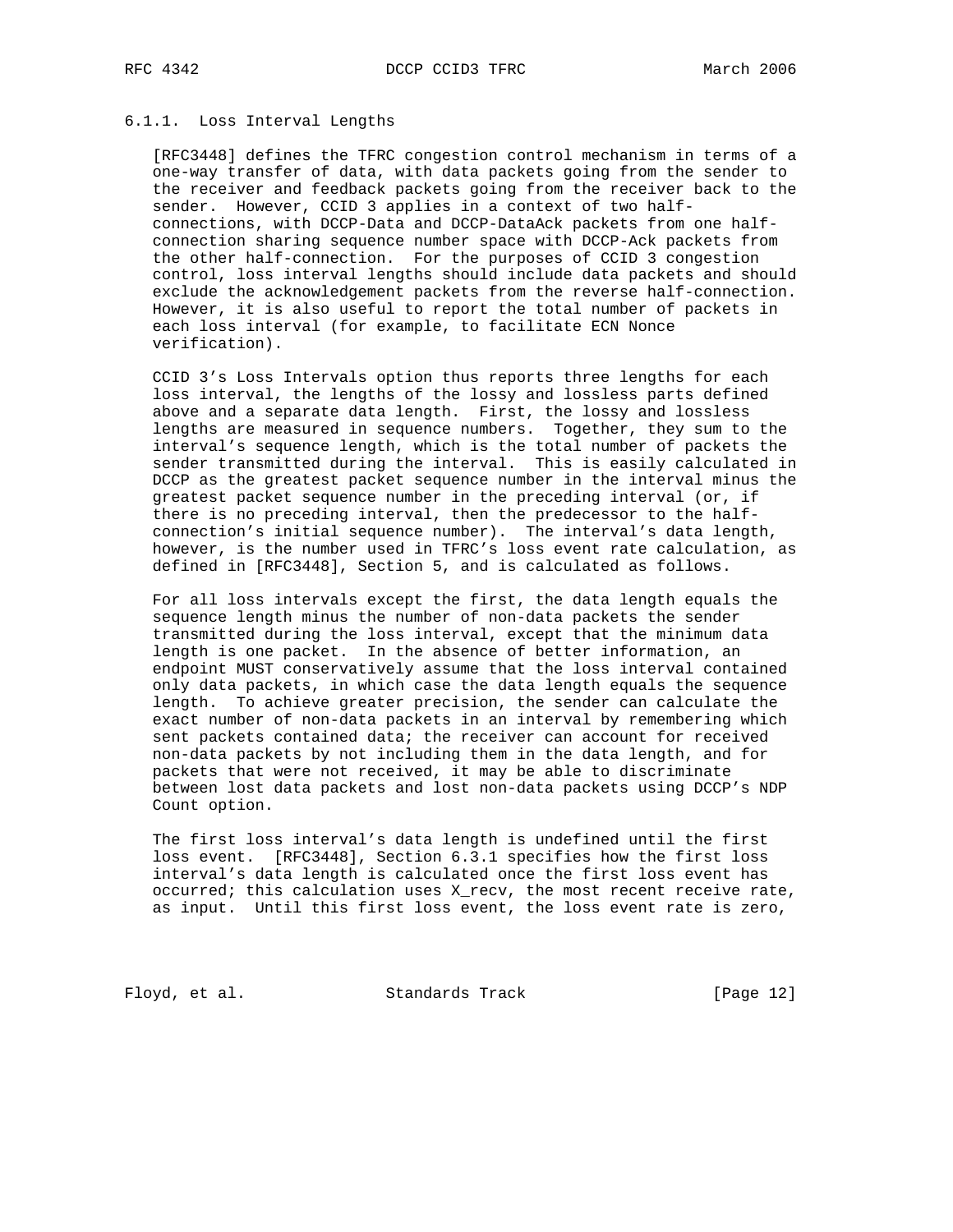### 6.1.1. Loss Interval Lengths

[RFC3448] defines the TFRC congestion control mechanism in terms of a one-way transfer of data, with data packets going from the sender to the receiver and feedback packets going from the receiver back to the sender. However, CCID 3 applies in a context of two half-connections, with DCCP-Data and DCCP-DataAck packets from one half-connection sharing sequence number space with DCCP-Ack packets from the other half-connection. For the purposes of CCID 3 congestion control, loss interval lengths should include data packets and should exclude the acknowledgement packets from the reverse half-connection. However, it is also useful to report the total number of packets in each loss interval (for example, to facilitate ECN Nonce verification).

CCID 3's Loss Intervals option thus reports three lengths for each loss interval, the lengths of the lossy and lossless parts defined above and a separate data length. First, the lossy and lossless lengths are measured in sequence numbers. Together, they sum to the interval's sequence length, which is the total number of packets the sender transmitted during the interval. This is easily calculated in DCCP as the greatest packet sequence number in the interval minus the greatest packet sequence number in the preceding interval (or, if there is no preceding interval, then the predecessor to the half-connection's initial sequence number). The interval's data length, however, is the number used in TFRC's loss event rate calculation, as defined in [RFC3448], Section 5, and is calculated as follows.

For all loss intervals except the first, the data length equals the sequence length minus the number of non-data packets the sender transmitted during the loss interval, except that the minimum data length is one packet. In the absence of better information, an endpoint MUST conservatively assume that the loss interval contained only data packets, in which case the data length equals the sequence length. To achieve greater precision, the sender can calculate the exact number of non-data packets in an interval by remembering which sent packets contained data; the receiver can account for received non-data packets by not including them in the data length, and for packets that were not received, it may be able to discriminate between lost data packets and lost non-data packets using DCCP's NDP Count option.

The first loss interval's data length is undefined until the first loss event. [RFC3448], Section 6.3.1 specifies how the first loss interval's data length is calculated once the first loss event has occurred; this calculation uses X_recv, the most recent receive rate, as input. Until this first loss event, the loss event rate is zero,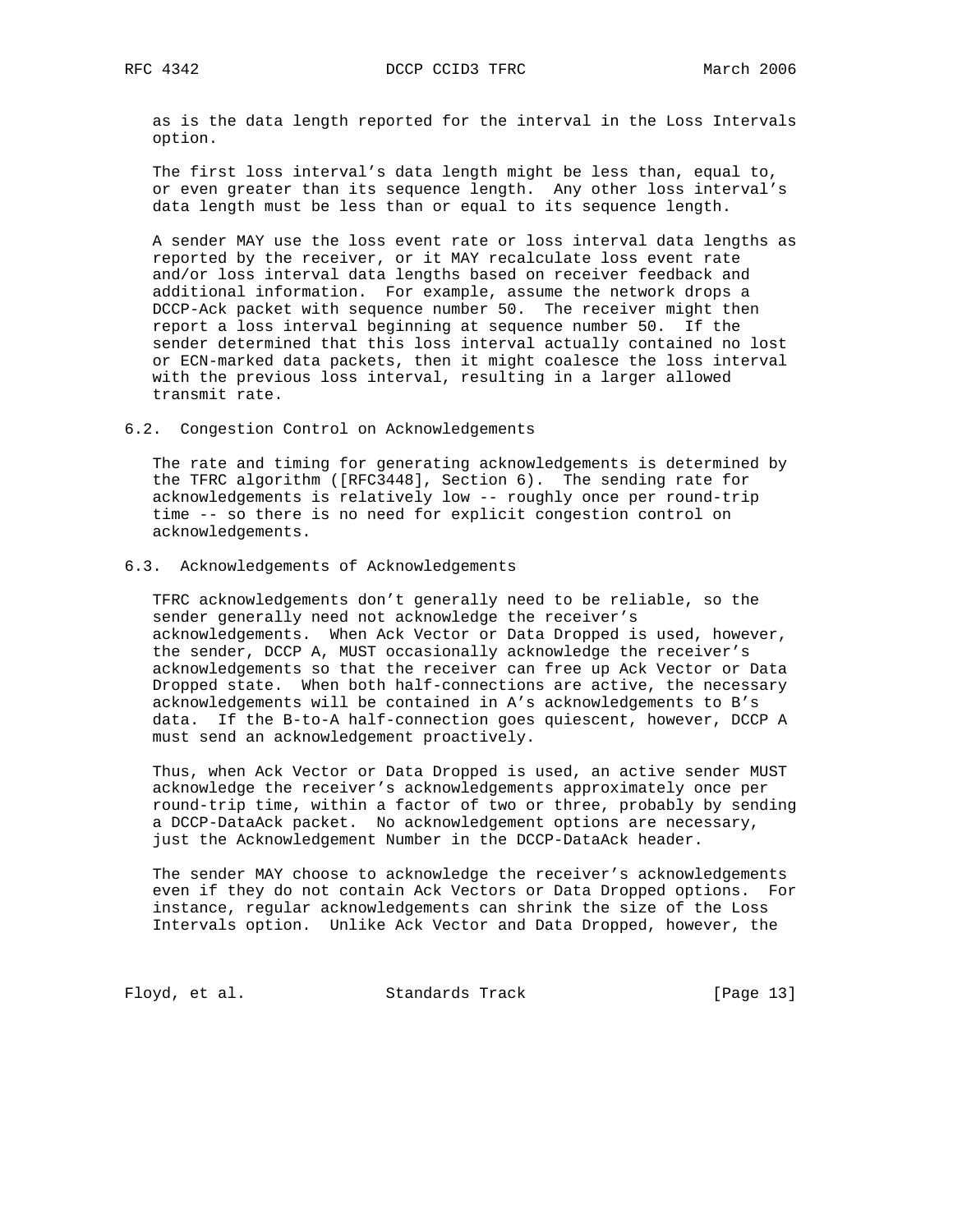as is the data length reported for the interval in the Loss Intervals option.

The first loss interval's data length might be less than, equal to, or even greater than its sequence length. Any other loss interval's data length must be less than or equal to its sequence length.

A sender MAY use the loss event rate or loss interval data lengths as reported by the receiver, or it MAY recalculate loss event rate and/or loss interval data lengths based on receiver feedback and additional information. For example, assume the network drops a DCCP-Ack packet with sequence number 50. The receiver might then report a loss interval beginning at sequence number 50. If the sender determined that this loss interval actually contained no lost or ECN-marked data packets, then it might coalesce the loss interval with the previous loss interval, resulting in a larger allowed transmit rate.

## 6.2. Congestion Control on Acknowledgements

The rate and timing for generating acknowledgements is determined by the TFRC algorithm ([RFC3448], Section 6). The sending rate for acknowledgements is relatively low -- roughly once per round-trip time -- so there is no need for explicit congestion control on acknowledgements.

## 6.3. Acknowledgements of Acknowledgements

TFRC acknowledgements don't generally need to be reliable, so the sender generally need not acknowledge the receiver's acknowledgements. When Ack Vector or Data Dropped is used, however, the sender, DCCP A, MUST occasionally acknowledge the receiver's acknowledgements so that the receiver can free up Ack Vector or Data Dropped state. When both half-connections are active, the necessary acknowledgements will be contained in A's acknowledgements to B's data. If the B-to-A half-connection goes quiescent, however, DCCP A must send an acknowledgement proactively.

Thus, when Ack Vector or Data Dropped is used, an active sender MUST acknowledge the receiver's acknowledgements approximately once per round-trip time, within a factor of two or three, probably by sending a DCCP-DataAck packet. No acknowledgement options are necessary, just the Acknowledgement Number in the DCCP-DataAck header.

The sender MAY choose to acknowledge the receiver's acknowledgements even if they do not contain Ack Vectors or Data Dropped options. For instance, regular acknowledgements can shrink the size of the Loss Intervals option. Unlike Ack Vector and Data Dropped, however, the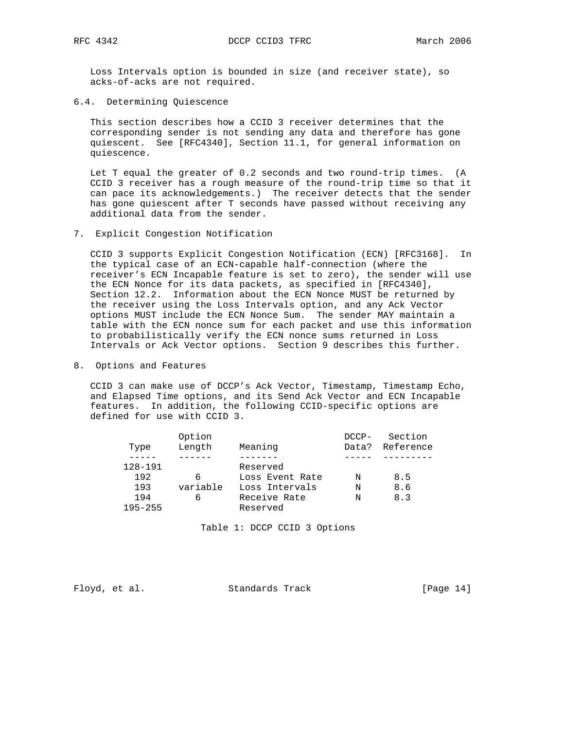Loss Intervals option is bounded in size (and receiver state), so acks-of-acks are not required.

### 6.4. Determining Quiescence

This section describes how a CCID 3 receiver determines that the corresponding sender is not sending any data and therefore has gone quiescent. See [RFC4340], Section 11.1, for general information on quiescence.

Let T equal the greater of 0.2 seconds and two round-trip times. (A CCID 3 receiver has a rough measure of the round-trip time so that it can pace its acknowledgements.) The receiver detects that the sender has gone quiescent after T seconds have passed without receiving any additional data from the sender.

## 7. Explicit Congestion Notification

CCID 3 supports Explicit Congestion Notification (ECN) [RFC3168]. In the typical case of an ECN-capable half-connection (where the receiver's ECN Incapable feature is set to zero), the sender will use the ECN Nonce for its data packets, as specified in [RFC4340], Section 12.2. Information about the ECN Nonce MUST be returned by the receiver using the Loss Intervals option, and any Ack Vector options MUST include the ECN Nonce Sum. The sender MAY maintain a table with the ECN nonce sum for each packet and use this information to probabilistically verify the ECN nonce sums returned in Loss Intervals or Ack Vector options. Section 9 describes this further.

## 8. Options and Features

CCID 3 can make use of DCCP's Ack Vector, Timestamp, Timestamp Echo, and Elapsed Time options, and its Send Ack Vector and ECN Incapable features. In addition, the following CCID-specific options are defined for use with CCID 3.

| Type | Option Length | Meaning | DCCP-Data? | Section Reference |
|---|---|---|---|---|
| 128-191 | | Reserved | | |
| 192 | 6 | Loss Event Rate | N | 8.5 |
| 193 | variable | Loss Intervals | N | 8.6 |
| 194 | 6 | Receive Rate | N | 8.3 |
| 195-255 | | Reserved | | |

Table 1: DCCP CCID 3 Options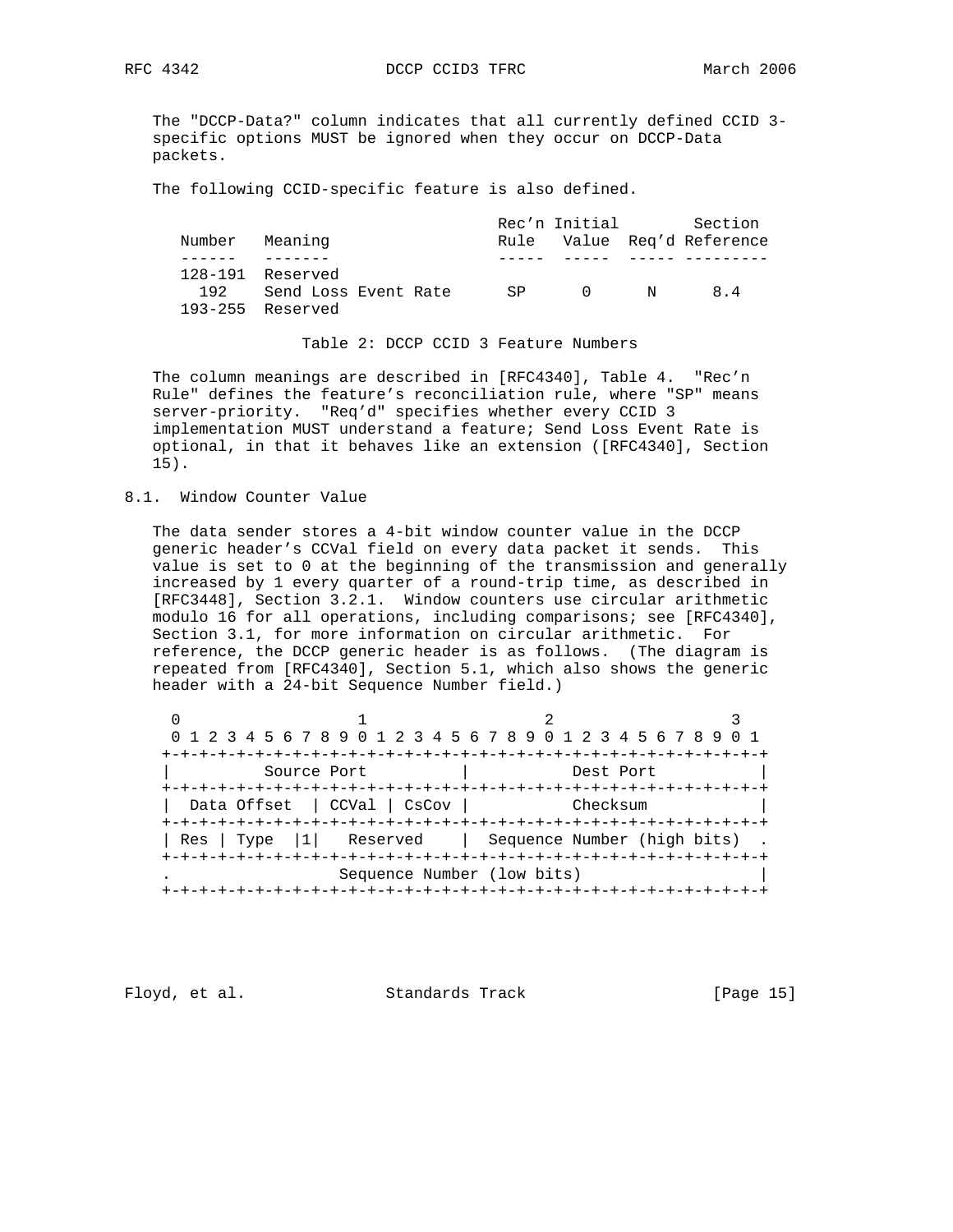The "DCCP-Data?" column indicates that all currently defined CCID 3-specific options MUST be ignored when they occur on DCCP-Data packets.

The following CCID-specific feature is also defined.

| Number | Meaning | Rec'n Rule | Initial Value | Req'd | Section Reference |
|---|---|---|---|---|---|
| 128-191 | Reserved | | | | |
| 192 | Send Loss Event Rate | SP | 0 | N | 8.4 |
| 193-255 | Reserved | | | | |

Table 2: DCCP CCID 3 Feature Numbers

The column meanings are described in [RFC4340], Table 4. "Rec'n Rule" defines the feature's reconciliation rule, where "SP" means server-priority. "Req'd" specifies whether every CCID 3 implementation MUST understand a feature; Send Loss Event Rate is optional, in that it behaves like an extension ([RFC4340], Section 15).

## 8.1. Window Counter Value

The data sender stores a 4-bit window counter value in the DCCP generic header's CCVal field on every data packet it sends. This value is set to 0 at the beginning of the transmission and generally increased by 1 every quarter of a round-trip time, as described in [RFC3448], Section 3.2.1. Window counters use circular arithmetic modulo 16 for all operations, including comparisons; see [RFC4340], Section 3.1, for more information on circular arithmetic. For reference, the DCCP generic header is as follows. (The diagram is repeated from [RFC4340], Section 5.1, which also shows the generic header with a 24-bit Sequence Number field.)

```
 0                   1                   2                   3
 0 1 2 3 4 5 6 7 8 9 0 1 2 3 4 5 6 7 8 9 0 1 2 3 4 5 6 7 8 9 0 1
+-+-+-+-+-+-+-+-+-+-+-+-+-+-+-+-+-+-+-+-+-+-+-+-+-+-+-+-+-+-+-+-+
|          Source Port          |           Dest Port           |
+-+-+-+-+-+-+-+-+-+-+-+-+-+-+-+-+-+-+-+-+-+-+-+-+-+-+-+-+-+-+-+-+
|  Data Offset  | CCVal | CsCov |           Checksum            |
+-+-+-+-+-+-+-+-+-+-+-+-+-+-+-+-+-+-+-+-+-+-+-+-+-+-+-+-+-+-+-+-+
| Res | Type  |1|   Reserved    |  Sequence Number (high bits)  .
+-+-+-+-+-+-+-+-+-+-+-+-+-+-+-+-+-+-+-+-+-+-+-+-+-+-+-+-+-+-+-+-+
.                  Sequence Number (low bits)                   |
+-+-+-+-+-+-+-+-+-+-+-+-+-+-+-+-+-+-+-+-+-+-+-+-+-+-+-+-+-+-+-+-+
```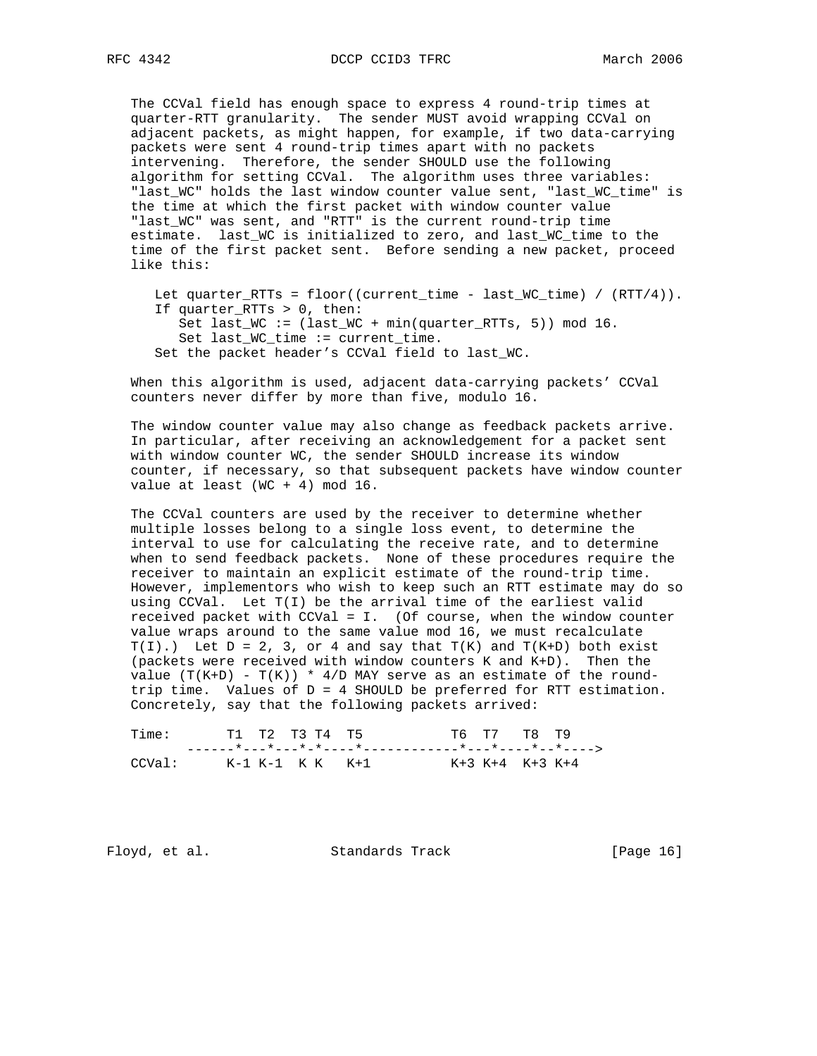The CCVal field has enough space to express 4 round-trip times at quarter-RTT granularity. The sender MUST avoid wrapping CCVal on adjacent packets, as might happen, for example, if two data-carrying packets were sent 4 round-trip times apart with no packets intervening. Therefore, the sender SHOULD use the following algorithm for setting CCVal. The algorithm uses three variables: "last_WC" holds the last window counter value sent, "last_WC_time" is the time at which the first packet with window counter value "last_WC" was sent, and "RTT" is the current round-trip time estimate. last_WC is initialized to zero, and last_WC_time to the time of the first packet sent. Before sending a new packet, proceed like this:

```
Let quarter_RTTs = floor((current_time - last_WC_time) / (RTT/4)).
If quarter_RTTs > 0, then:
   Set last_WC := (last_WC + min(quarter_RTTs, 5)) mod 16.
   Set last_WC_time := current_time.
Set the packet header's CCVal field to last_WC.
```

When this algorithm is used, adjacent data-carrying packets' CCVal counters never differ by more than five, modulo 16.

The window counter value may also change as feedback packets arrive. In particular, after receiving an acknowledgement for a packet sent with window counter WC, the sender SHOULD increase its window counter, if necessary, so that subsequent packets have window counter value at least (WC + 4) mod 16.

The CCVal counters are used by the receiver to determine whether multiple losses belong to a single loss event, to determine the interval to use for calculating the receive rate, and to determine when to send feedback packets. None of these procedures require the receiver to maintain an explicit estimate of the round-trip time. However, implementors who wish to keep such an RTT estimate may do so using CCVal. Let T(I) be the arrival time of the earliest valid received packet with CCVal = I. (Of course, when the window counter value wraps around to the same value mod 16, we must recalculate T(I).) Let D = 2, 3, or 4 and say that T(K) and T(K+D) both exist (packets were received with window counters K and K+D). Then the value (T(K+D) - T(K)) * 4/D MAY serve as an estimate of the round-trip time. Values of D = 4 SHOULD be preferred for RTT estimation. Concretely, say that the following packets arrived:

```
Time:       T1  T2  T3 T4  T5            T6  T7   T8  T9
       ------*---*---*-*----*------------*---*----*--*---->
CCVal:      K-1 K-1  K K   K+1          K+3 K+4  K+3 K+4
```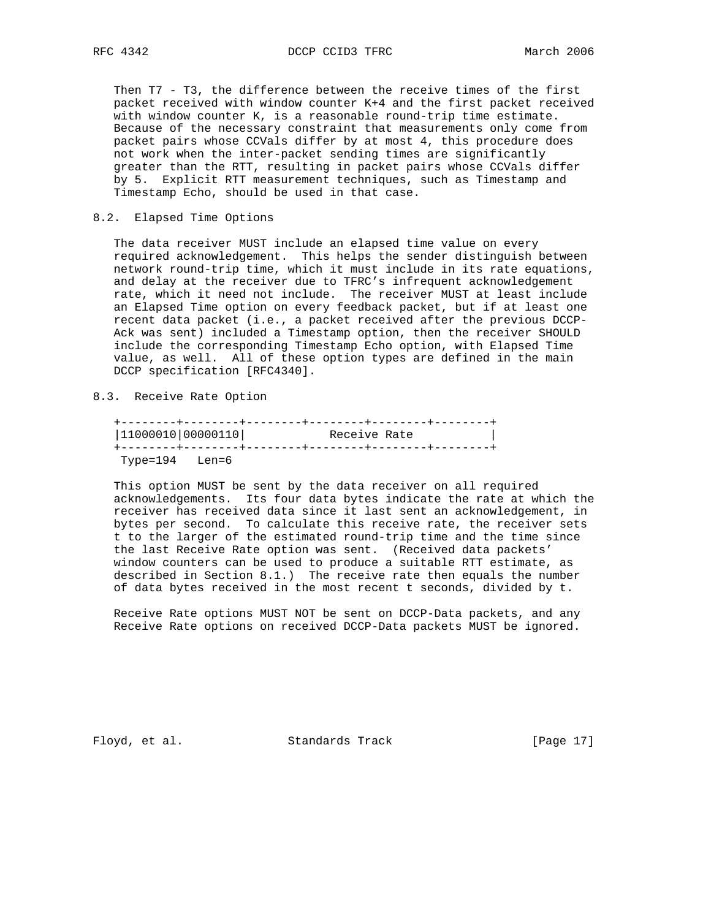Then T7 - T3, the difference between the receive times of the first packet received with window counter K+4 and the first packet received with window counter K, is a reasonable round-trip time estimate. Because of the necessary constraint that measurements only come from packet pairs whose CCVals differ by at most 4, this procedure does not work when the inter-packet sending times are significantly greater than the RTT, resulting in packet pairs whose CCVals differ by 5. Explicit RTT measurement techniques, such as Timestamp and Timestamp Echo, should be used in that case.

## 8.2. Elapsed Time Options

The data receiver MUST include an elapsed time value on every required acknowledgement. This helps the sender distinguish between network round-trip time, which it must include in its rate equations, and delay at the receiver due to TFRC's infrequent acknowledgement rate, which it need not include. The receiver MUST at least include an Elapsed Time option on every feedback packet, but if at least one recent data packet (i.e., a packet received after the previous DCCP-Ack was sent) included a Timestamp option, then the receiver SHOULD include the corresponding Timestamp Echo option, with Elapsed Time value, as well. All of these option types are defined in the main DCCP specification [RFC4340].

## 8.3. Receive Rate Option

```
+--------+--------+--------+--------+--------+--------+
|11000010|00000110|            Receive Rate           |
+--------+--------+--------+--------+--------+--------+
 Type=194   Len=6
```

This option MUST be sent by the data receiver on all required acknowledgements. Its four data bytes indicate the rate at which the receiver has received data since it last sent an acknowledgement, in bytes per second. To calculate this receive rate, the receiver sets t to the larger of the estimated round-trip time and the time since the last Receive Rate option was sent. (Received data packets' window counters can be used to produce a suitable RTT estimate, as described in Section 8.1.) The receive rate then equals the number of data bytes received in the most recent t seconds, divided by t.

Receive Rate options MUST NOT be sent on DCCP-Data packets, and any Receive Rate options on received DCCP-Data packets MUST be ignored.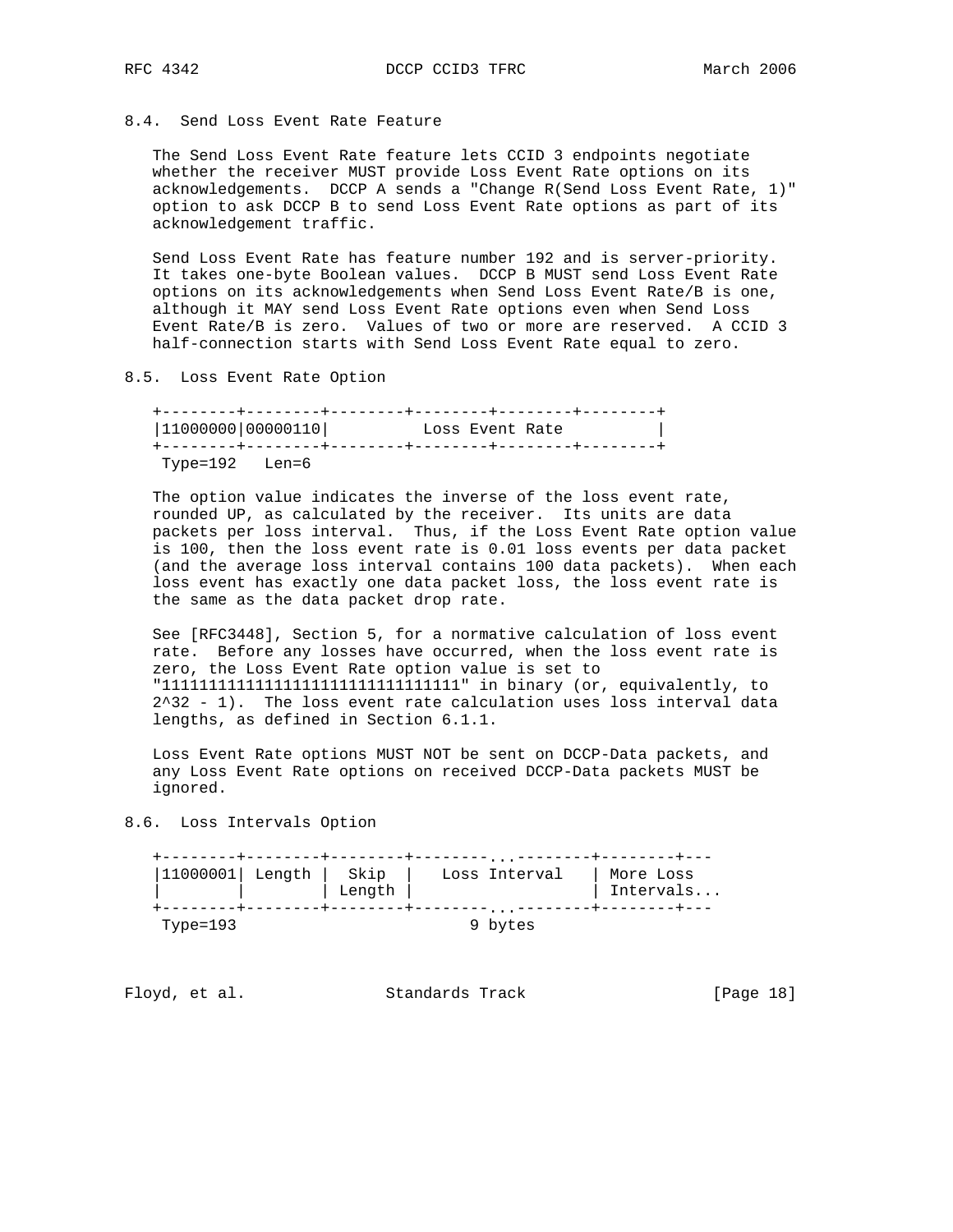## 8.4. Send Loss Event Rate Feature

The Send Loss Event Rate feature lets CCID 3 endpoints negotiate whether the receiver MUST provide Loss Event Rate options on its acknowledgements. DCCP A sends a "Change R(Send Loss Event Rate, 1)" option to ask DCCP B to send Loss Event Rate options as part of its acknowledgement traffic.

Send Loss Event Rate has feature number 192 and is server-priority. It takes one-byte Boolean values. DCCP B MUST send Loss Event Rate options on its acknowledgements when Send Loss Event Rate/B is one, although it MAY send Loss Event Rate options even when Send Loss Event Rate/B is zero. Values of two or more are reserved. A CCID 3 half-connection starts with Send Loss Event Rate equal to zero.

## 8.5. Loss Event Rate Option

```
+--------+--------+--------+--------+--------+--------+
|11000000|00000110|          Loss Event Rate          |
+--------+--------+--------+--------+--------+--------+
 Type=192   Len=6
```

The option value indicates the inverse of the loss event rate, rounded UP, as calculated by the receiver. Its units are data packets per loss interval. Thus, if the Loss Event Rate option value is 100, then the loss event rate is 0.01 loss events per data packet (and the average loss interval contains 100 data packets). When each loss event has exactly one data packet loss, the loss event rate is the same as the data packet drop rate.

See [RFC3448], Section 5, for a normative calculation of loss event rate. Before any losses have occurred, when the loss event rate is zero, the Loss Event Rate option value is set to "11111111111111111111111111111111" in binary (or, equivalently, to 2^32 - 1). The loss event rate calculation uses loss interval data lengths, as defined in Section 6.1.1.

Loss Event Rate options MUST NOT be sent on DCCP-Data packets, and any Loss Event Rate options on received DCCP-Data packets MUST be ignored.

## 8.6. Loss Intervals Option

```
+--------+--------+--------+--------...--------+--------+---
|11000001| Length |  Skip  |   Loss Interval   | More Loss
|        |        | Length |                   | Intervals...
+--------+--------+--------+--------...--------+--------+---
 Type=193                          9 bytes
```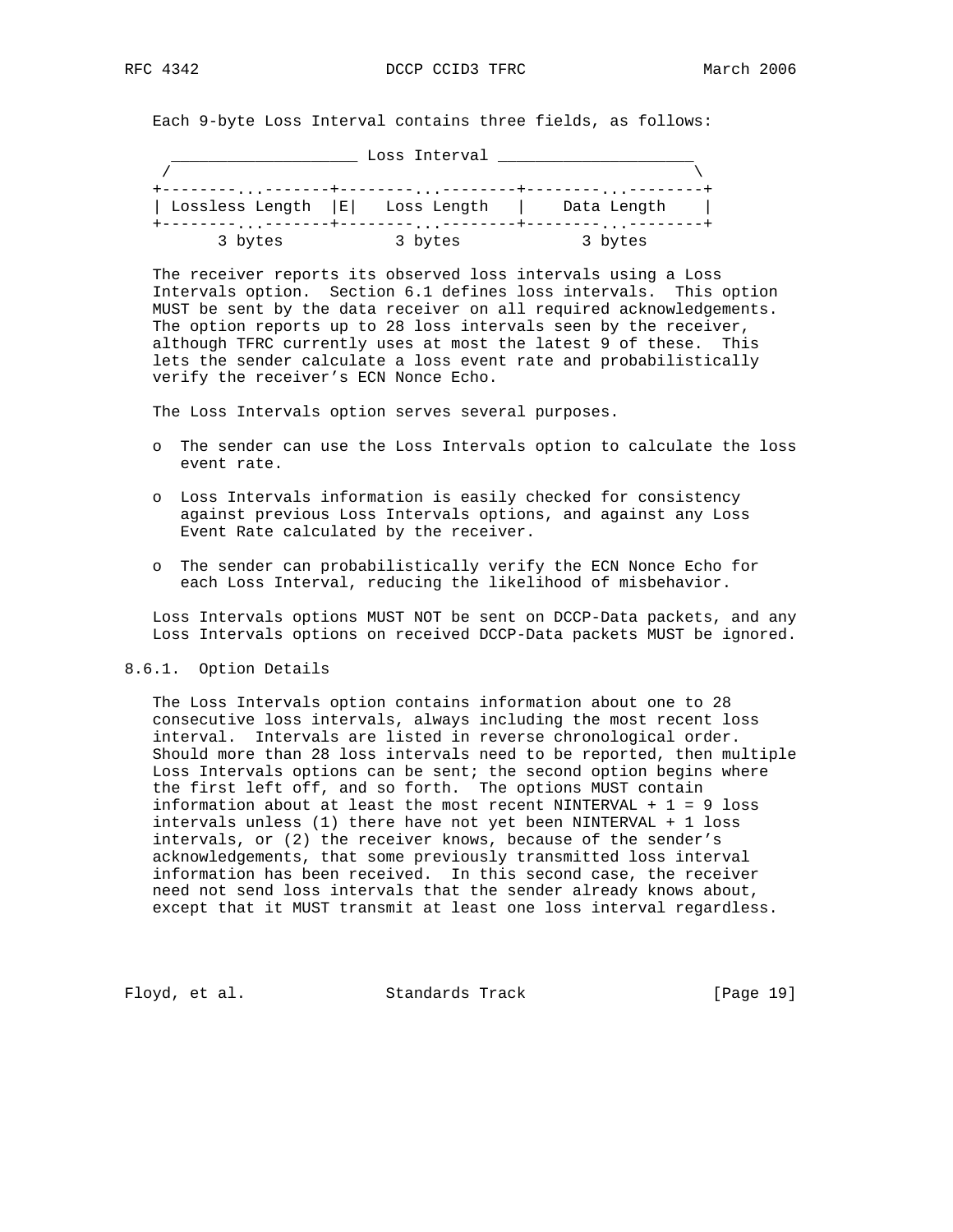Each 9-byte Loss Interval contains three fields, as follows:

```
  ____________________ Loss Interval _____________________
 /                                                        \
+--------...--------+--------...--------+--------...--------+
| Lossless Length  |E|   Loss Length   |    Data Length    |
+--------...--------+--------...--------+--------...--------+
       3 bytes            3 bytes             3 bytes
```

The receiver reports its observed loss intervals using a Loss Intervals option. Section 6.1 defines loss intervals. This option MUST be sent by the data receiver on all required acknowledgements. The option reports up to 28 loss intervals seen by the receiver, although TFRC currently uses at most the latest 9 of these. This lets the sender calculate a loss event rate and probabilistically verify the receiver's ECN Nonce Echo.

The Loss Intervals option serves several purposes.

- The sender can use the Loss Intervals option to calculate the loss event rate.
- Loss Intervals information is easily checked for consistency against previous Loss Intervals options, and against any Loss Event Rate calculated by the receiver.
- The sender can probabilistically verify the ECN Nonce Echo for each Loss Interval, reducing the likelihood of misbehavior.

Loss Intervals options MUST NOT be sent on DCCP-Data packets, and any Loss Intervals options on received DCCP-Data packets MUST be ignored.

### 8.6.1. Option Details

The Loss Intervals option contains information about one to 28 consecutive loss intervals, always including the most recent loss interval. Intervals are listed in reverse chronological order. Should more than 28 loss intervals need to be reported, then multiple Loss Intervals options can be sent; the second option begins where the first left off, and so forth. The options MUST contain information about at least the most recent NINTERVAL + 1 = 9 loss intervals unless (1) there have not yet been NINTERVAL + 1 loss intervals, or (2) the receiver knows, because of the sender's acknowledgements, that some previously transmitted loss interval information has been received. In this second case, the receiver need not send loss intervals that the sender already knows about, except that it MUST transmit at least one loss interval regardless.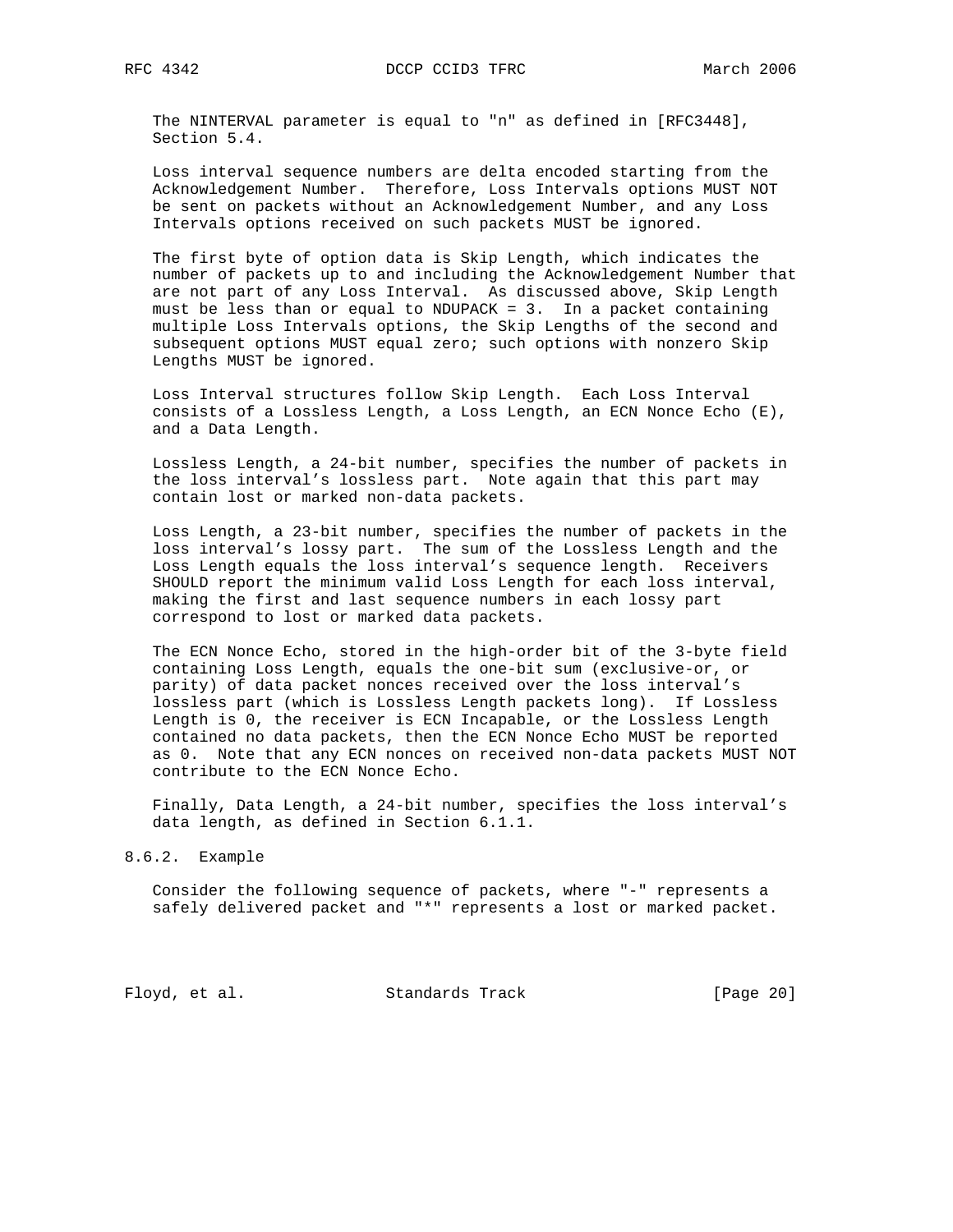The NINTERVAL parameter is equal to "n" as defined in [RFC3448], Section 5.4.

Loss interval sequence numbers are delta encoded starting from the Acknowledgement Number. Therefore, Loss Intervals options MUST NOT be sent on packets without an Acknowledgement Number, and any Loss Intervals options received on such packets MUST be ignored.

The first byte of option data is Skip Length, which indicates the number of packets up to and including the Acknowledgement Number that are not part of any Loss Interval. As discussed above, Skip Length must be less than or equal to NDUPACK = 3. In a packet containing multiple Loss Intervals options, the Skip Lengths of the second and subsequent options MUST equal zero; such options with nonzero Skip Lengths MUST be ignored.

Loss Interval structures follow Skip Length. Each Loss Interval consists of a Lossless Length, a Loss Length, an ECN Nonce Echo (E), and a Data Length.

Lossless Length, a 24-bit number, specifies the number of packets in the loss interval's lossless part. Note again that this part may contain lost or marked non-data packets.

Loss Length, a 23-bit number, specifies the number of packets in the loss interval's lossy part. The sum of the Lossless Length and the Loss Length equals the loss interval's sequence length. Receivers SHOULD report the minimum valid Loss Length for each loss interval, making the first and last sequence numbers in each lossy part correspond to lost or marked data packets.

The ECN Nonce Echo, stored in the high-order bit of the 3-byte field containing Loss Length, equals the one-bit sum (exclusive-or, or parity) of data packet nonces received over the loss interval's lossless part (which is Lossless Length packets long). If Lossless Length is 0, the receiver is ECN Incapable, or the Lossless Length contained no data packets, then the ECN Nonce Echo MUST be reported as 0. Note that any ECN nonces on received non-data packets MUST NOT contribute to the ECN Nonce Echo.

Finally, Data Length, a 24-bit number, specifies the loss interval's data length, as defined in Section 6.1.1.

### 8.6.2. Example

Consider the following sequence of packets, where "-" represents a safely delivered packet and "*" represents a lost or marked packet.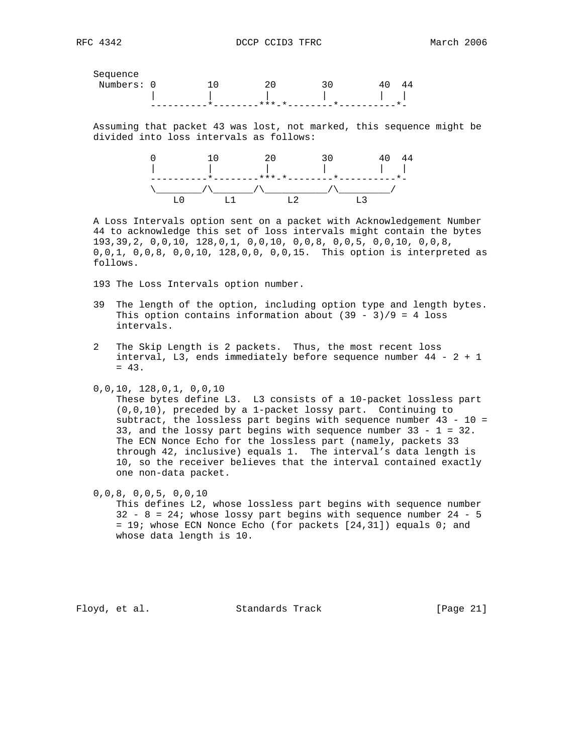```
   Sequence
    Numbers: 0         10        20        30        40  44
             |         |         |         |         |   |
             ----------*--------***-*--------*----------*-
```

Assuming that packet 43 was lost, not marked, this sequence might be divided into loss intervals as follows:

```
             0         10        20        30        40  44
             |         |         |         |         |   |
             ----------*--------***-*--------*----------*-
             \________/\_______/\___________/\_________/
                 L0        L1         L2          L3
```

A Loss Intervals option sent on a packet with Acknowledgement Number 44 to acknowledge this set of loss intervals might contain the bytes 193,39,2, 0,0,10, 128,0,1, 0,0,10, 0,0,8, 0,0,5, 0,0,10, 0,0,8, 0,0,1, 0,0,8, 0,0,10, 128,0,0, 0,0,15. This option is interpreted as follows.

193 The Loss Intervals option number.

39 The length of the option, including option type and length bytes. This option contains information about (39 - 3)/9 = 4 loss intervals.

2 The Skip Length is 2 packets. Thus, the most recent loss interval, L3, ends immediately before sequence number 44 - 2 + 1 = 43.

0,0,10, 128,0,1, 0,0,10
These bytes define L3. L3 consists of a 10-packet lossless part (0,0,10), preceded by a 1-packet lossy part. Continuing to subtract, the lossless part begins with sequence number 43 - 10 = 33, and the lossy part begins with sequence number 33 - 1 = 32. The ECN Nonce Echo for the lossless part (namely, packets 33 through 42, inclusive) equals 1. The interval's data length is 10, so the receiver believes that the interval contained exactly one non-data packet.

0,0,8, 0,0,5, 0,0,10
This defines L2, whose lossless part begins with sequence number 32 - 8 = 24; whose lossy part begins with sequence number 24 - 5 = 19; whose ECN Nonce Echo (for packets [24,31]) equals 0; and whose data length is 10.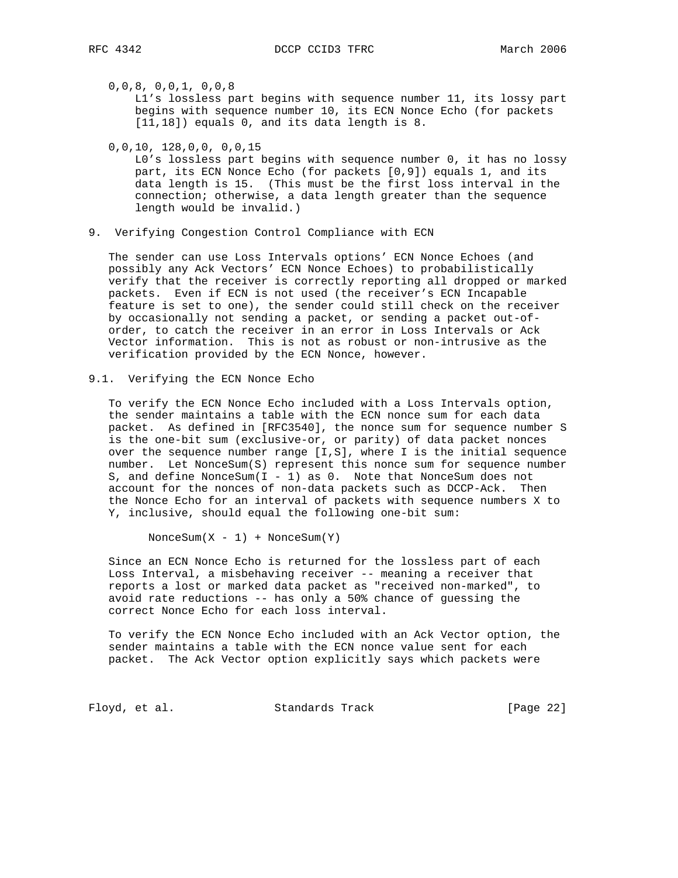0,0,8, 0,0,1, 0,0,8

L1's lossless part begins with sequence number 11, its lossy part begins with sequence number 10, its ECN Nonce Echo (for packets [11,18]) equals 0, and its data length is 8.

0,0,10, 128,0,0, 0,0,15

L0's lossless part begins with sequence number 0, it has no lossy part, its ECN Nonce Echo (for packets [0,9]) equals 1, and its data length is 15. (This must be the first loss interval in the connection; otherwise, a data length greater than the sequence length would be invalid.)

## 9. Verifying Congestion Control Compliance with ECN

The sender can use Loss Intervals options' ECN Nonce Echoes (and possibly any Ack Vectors' ECN Nonce Echoes) to probabilistically verify that the receiver is correctly reporting all dropped or marked packets. Even if ECN is not used (the receiver's ECN Incapable feature is set to one), the sender could still check on the receiver by occasionally not sending a packet, or sending a packet out-of-order, to catch the receiver in an error in Loss Intervals or Ack Vector information. This is not as robust or non-intrusive as the verification provided by the ECN Nonce, however.

### 9.1. Verifying the ECN Nonce Echo

To verify the ECN Nonce Echo included with a Loss Intervals option, the sender maintains a table with the ECN nonce sum for each data packet. As defined in [RFC3540], the nonce sum for sequence number S is the one-bit sum (exclusive-or, or parity) of data packet nonces over the sequence number range [I,S], where I is the initial sequence number. Let NonceSum(S) represent this nonce sum for sequence number S, and define NonceSum(I - 1) as 0. Note that NonceSum does not account for the nonces of non-data packets such as DCCP-Ack. Then the Nonce Echo for an interval of packets with sequence numbers X to Y, inclusive, should equal the following one-bit sum:

```
NonceSum(X - 1) + NonceSum(Y)
```

Since an ECN Nonce Echo is returned for the lossless part of each Loss Interval, a misbehaving receiver -- meaning a receiver that reports a lost or marked data packet as "received non-marked", to avoid rate reductions -- has only a 50% chance of guessing the correct Nonce Echo for each loss interval.

To verify the ECN Nonce Echo included with an Ack Vector option, the sender maintains a table with the ECN nonce value sent for each packet. The Ack Vector option explicitly says which packets were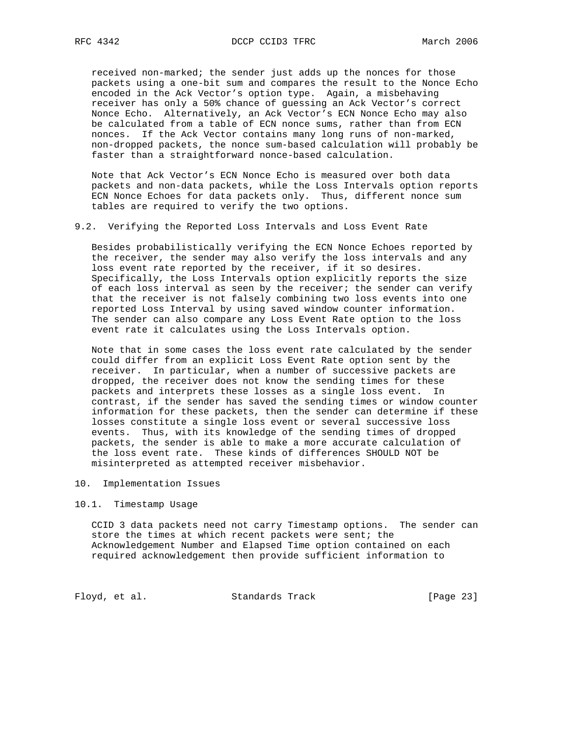received non-marked; the sender just adds up the nonces for those packets using a one-bit sum and compares the result to the Nonce Echo encoded in the Ack Vector's option type. Again, a misbehaving receiver has only a 50% chance of guessing an Ack Vector's correct Nonce Echo. Alternatively, an Ack Vector's ECN Nonce Echo may also be calculated from a table of ECN nonce sums, rather than from ECN nonces. If the Ack Vector contains many long runs of non-marked, non-dropped packets, the nonce sum-based calculation will probably be faster than a straightforward nonce-based calculation.

Note that Ack Vector's ECN Nonce Echo is measured over both data packets and non-data packets, while the Loss Intervals option reports ECN Nonce Echoes for data packets only. Thus, different nonce sum tables are required to verify the two options.

### 9.2. Verifying the Reported Loss Intervals and Loss Event Rate

Besides probabilistically verifying the ECN Nonce Echoes reported by the receiver, the sender may also verify the loss intervals and any loss event rate reported by the receiver, if it so desires. Specifically, the Loss Intervals option explicitly reports the size of each loss interval as seen by the receiver; the sender can verify that the receiver is not falsely combining two loss events into one reported Loss Interval by using saved window counter information. The sender can also compare any Loss Event Rate option to the loss event rate it calculates using the Loss Intervals option.

Note that in some cases the loss event rate calculated by the sender could differ from an explicit Loss Event Rate option sent by the receiver. In particular, when a number of successive packets are dropped, the receiver does not know the sending times for these packets and interprets these losses as a single loss event. In contrast, if the sender has saved the sending times or window counter information for these packets, then the sender can determine if these losses constitute a single loss event or several successive loss events. Thus, with its knowledge of the sending times of dropped packets, the sender is able to make a more accurate calculation of the loss event rate. These kinds of differences SHOULD NOT be misinterpreted as attempted receiver misbehavior.

## 10. Implementation Issues

### 10.1. Timestamp Usage

CCID 3 data packets need not carry Timestamp options. The sender can store the times at which recent packets were sent; the Acknowledgement Number and Elapsed Time option contained on each required acknowledgement then provide sufficient information to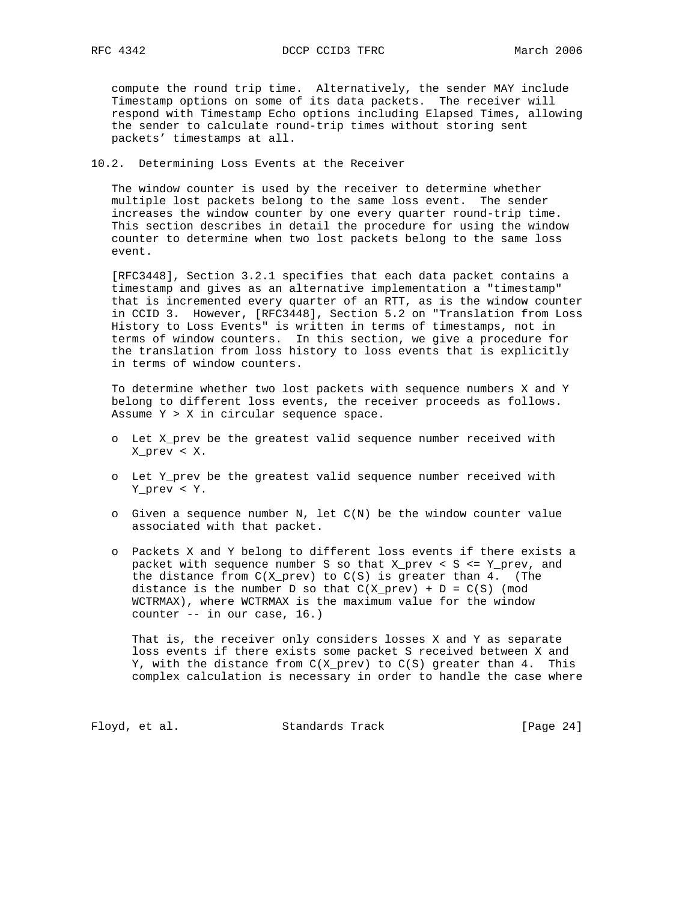compute the round trip time. Alternatively, the sender MAY include Timestamp options on some of its data packets. The receiver will respond with Timestamp Echo options including Elapsed Times, allowing the sender to calculate round-trip times without storing sent packets' timestamps at all.

## 10.2. Determining Loss Events at the Receiver

The window counter is used by the receiver to determine whether multiple lost packets belong to the same loss event. The sender increases the window counter by one every quarter round-trip time. This section describes in detail the procedure for using the window counter to determine when two lost packets belong to the same loss event.

[RFC3448], Section 3.2.1 specifies that each data packet contains a timestamp and gives as an alternative implementation a "timestamp" that is incremented every quarter of an RTT, as is the window counter in CCID 3. However, [RFC3448], Section 5.2 on "Translation from Loss History to Loss Events" is written in terms of timestamps, not in terms of window counters. In this section, we give a procedure for the translation from loss history to loss events that is explicitly in terms of window counters.

To determine whether two lost packets with sequence numbers X and Y belong to different loss events, the receiver proceeds as follows. Assume $Y > X$ in circular sequence space.

- Let X_prev be the greatest valid sequence number received with X_prev < X.
- Let Y_prev be the greatest valid sequence number received with Y_prev < Y.
- Given a sequence number N, let C(N) be the window counter value associated with that packet.
- Packets X and Y belong to different loss events if there exists a packet with sequence number S so that X_prev < S <= Y_prev, and the distance from C(X_prev) to C(S) is greater than 4. (The distance is the number D so that C(X_prev) + D = C(S) (mod WCTRMAX), where WCTRMAX is the maximum value for the window counter -- in our case, 16.)

  That is, the receiver only considers losses X and Y as separate loss events if there exists some packet S received between X and Y, with the distance from C(X_prev) to C(S) greater than 4. This complex calculation is necessary in order to handle the case where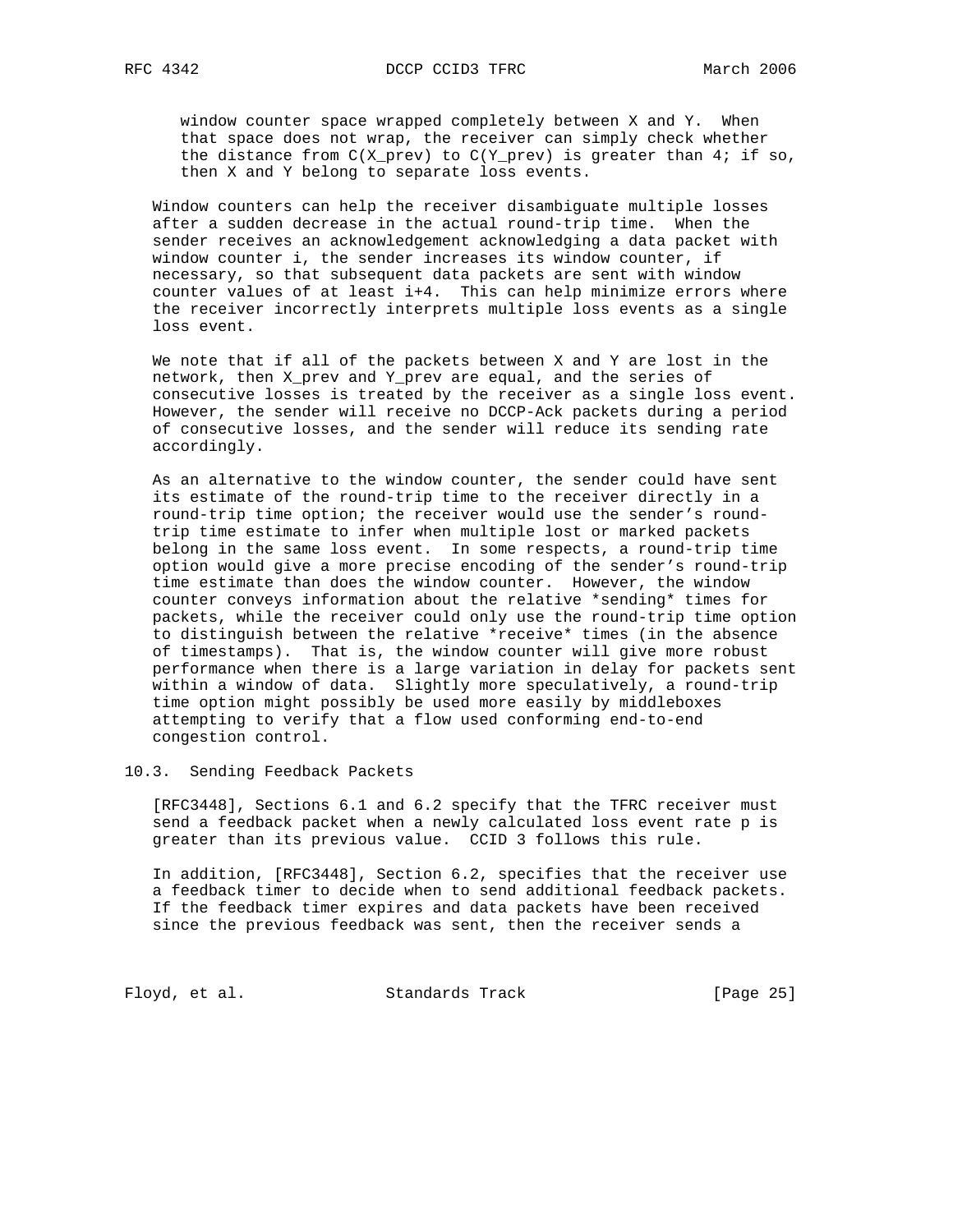window counter space wrapped completely between X and Y. When that space does not wrap, the receiver can simply check whether the distance from $C(X_{prev})$ to $C(Y_{prev})$ is greater than 4; if so, then X and Y belong to separate loss events.

Window counters can help the receiver disambiguate multiple losses after a sudden decrease in the actual round-trip time. When the sender receives an acknowledgement acknowledging a data packet with window counter i, the sender increases its window counter, if necessary, so that subsequent data packets are sent with window counter values of at least i+4. This can help minimize errors where the receiver incorrectly interprets multiple loss events as a single loss event.

We note that if all of the packets between X and Y are lost in the network, then $X_{prev}$ and $Y_{prev}$ are equal, and the series of consecutive losses is treated by the receiver as a single loss event. However, the sender will receive no DCCP-Ack packets during a period of consecutive losses, and the sender will reduce its sending rate accordingly.

As an alternative to the window counter, the sender could have sent its estimate of the round-trip time to the receiver directly in a round-trip time option; the receiver would use the sender's round-trip time estimate to infer when multiple lost or marked packets belong in the same loss event. In some respects, a round-trip time option would give a more precise encoding of the sender's round-trip time estimate than does the window counter. However, the window counter conveys information about the relative *sending* times for packets, while the receiver could only use the round-trip time option to distinguish between the relative *receive* times (in the absence of timestamps). That is, the window counter will give more robust performance when there is a large variation in delay for packets sent within a window of data. Slightly more speculatively, a round-trip time option might possibly be used more easily by middleboxes attempting to verify that a flow used conforming end-to-end congestion control.

### 10.3. Sending Feedback Packets

[RFC3448], Sections 6.1 and 6.2 specify that the TFRC receiver must send a feedback packet when a newly calculated loss event rate p is greater than its previous value. CCID 3 follows this rule.

In addition, [RFC3448], Section 6.2, specifies that the receiver use a feedback timer to decide when to send additional feedback packets. If the feedback timer expires and data packets have been received since the previous feedback was sent, then the receiver sends a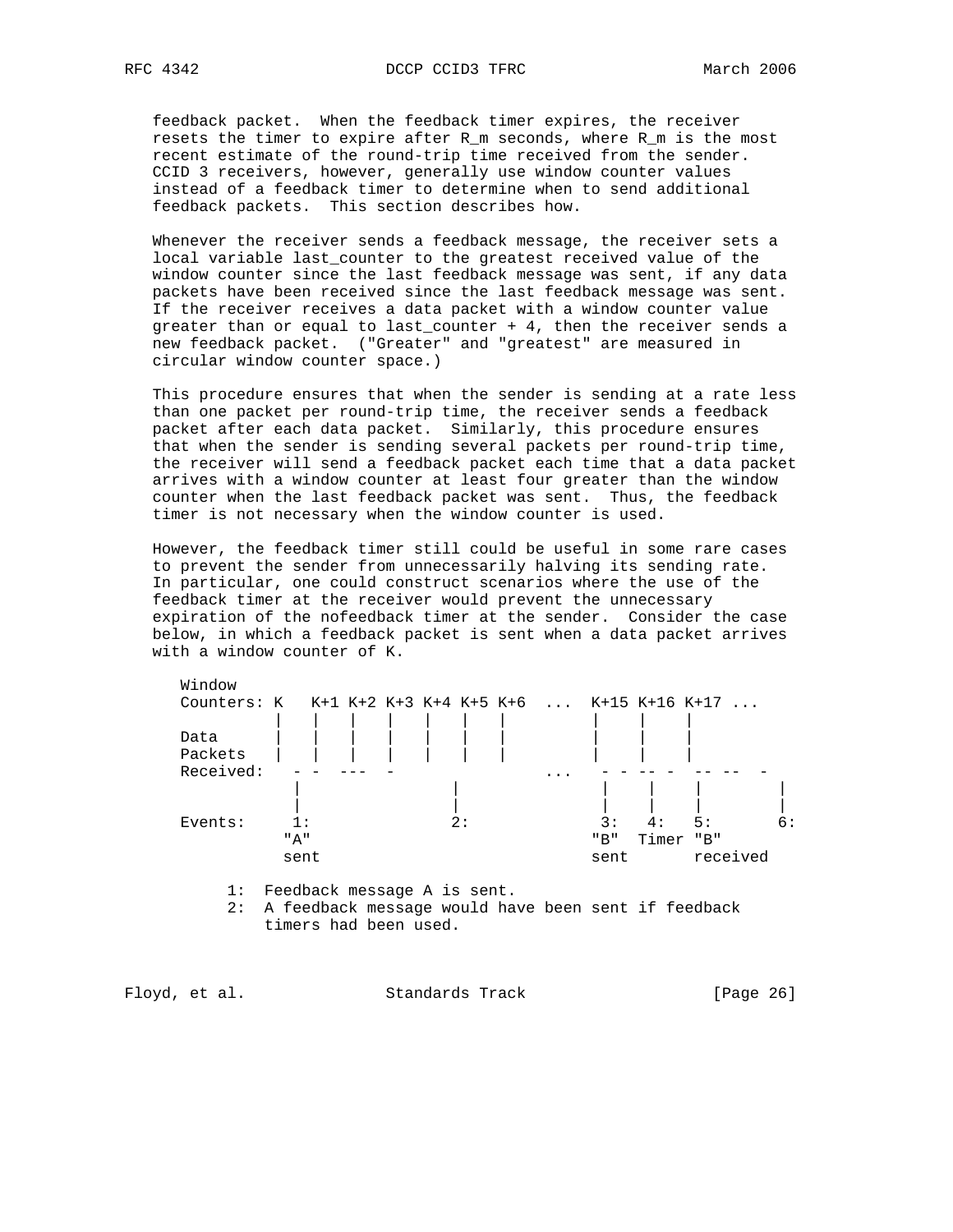feedback packet. When the feedback timer expires, the receiver resets the timer to expire after R_m seconds, where R_m is the most recent estimate of the round-trip time received from the sender. CCID 3 receivers, however, generally use window counter values instead of a feedback timer to determine when to send additional feedback packets. This section describes how.

Whenever the receiver sends a feedback message, the receiver sets a local variable last_counter to the greatest received value of the window counter since the last feedback message was sent, if any data packets have been received since the last feedback message was sent. If the receiver receives a data packet with a window counter value greater than or equal to last_counter + 4, then the receiver sends a new feedback packet. ("Greater" and "greatest" are measured in circular window counter space.)

This procedure ensures that when the sender is sending at a rate less than one packet per round-trip time, the receiver sends a feedback packet after each data packet. Similarly, this procedure ensures that when the sender is sending several packets per round-trip time, the receiver will send a feedback packet each time that a data packet arrives with a window counter at least four greater than the window counter when the last feedback packet was sent. Thus, the feedback timer is not necessary when the window counter is used.

However, the feedback timer still could be useful in some rare cases to prevent the sender from unnecessarily halving its sending rate. In particular, one could construct scenarios where the use of the feedback timer at the receiver would prevent the unnecessary expiration of the nofeedback timer at the sender. Consider the case below, in which a feedback packet is sent when a data packet arrives with a window counter of K.

```
 Window
 Counters: K   K+1 K+2 K+3 K+4 K+5 K+6  ...  K+15 K+16 K+17 ...
           |   |   |   |   |   |   |         |    |    |
 Data      |   |   |   |   |   |   |         |    |    |
 Packets   |   |   |   |   |   |   |         |    |    |
 Received:   - -  ---  -                ...   - - -- -  -- --  -
             |                |              |    |    |       |
             |                |              |    |    |       |
 Events:     1:               2:             3:   4:   5:      6:
            "A"                             "B"  Timer "B"
            sent                            sent       received
```

1: Feedback message A is sent.
2: A feedback message would have been sent if feedback timers had been used.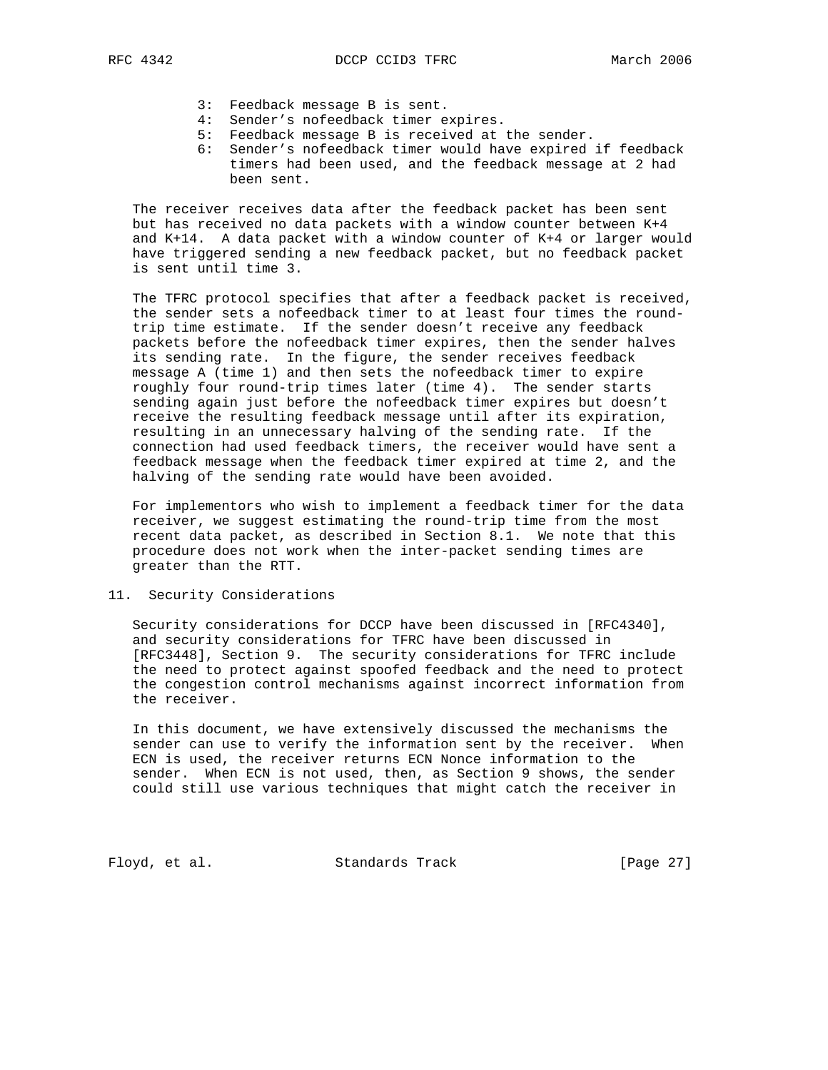3: Feedback message B is sent.
4: Sender's nofeedback timer expires.
5: Feedback message B is received at the sender.
6: Sender's nofeedback timer would have expired if feedback timers had been used, and the feedback message at 2 had been sent.

The receiver receives data after the feedback packet has been sent but has received no data packets with a window counter between K+4 and K+14. A data packet with a window counter of K+4 or larger would have triggered sending a new feedback packet, but no feedback packet is sent until time 3.

The TFRC protocol specifies that after a feedback packet is received, the sender sets a nofeedback timer to at least four times the round-trip time estimate. If the sender doesn't receive any feedback packets before the nofeedback timer expires, then the sender halves its sending rate. In the figure, the sender receives feedback message A (time 1) and then sets the nofeedback timer to expire roughly four round-trip times later (time 4). The sender starts sending again just before the nofeedback timer expires but doesn't receive the resulting feedback message until after its expiration, resulting in an unnecessary halving of the sending rate. If the connection had used feedback timers, the receiver would have sent a feedback message when the feedback timer expired at time 2, and the halving of the sending rate would have been avoided.

For implementors who wish to implement a feedback timer for the data receiver, we suggest estimating the round-trip time from the most recent data packet, as described in Section 8.1. We note that this procedure does not work when the inter-packet sending times are greater than the RTT.

## 11. Security Considerations

Security considerations for DCCP have been discussed in [RFC4340], and security considerations for TFRC have been discussed in [RFC3448], Section 9. The security considerations for TFRC include the need to protect against spoofed feedback and the need to protect the congestion control mechanisms against incorrect information from the receiver.

In this document, we have extensively discussed the mechanisms the sender can use to verify the information sent by the receiver. When ECN is used, the receiver returns ECN Nonce information to the sender. When ECN is not used, then, as Section 9 shows, the sender could still use various techniques that might catch the receiver in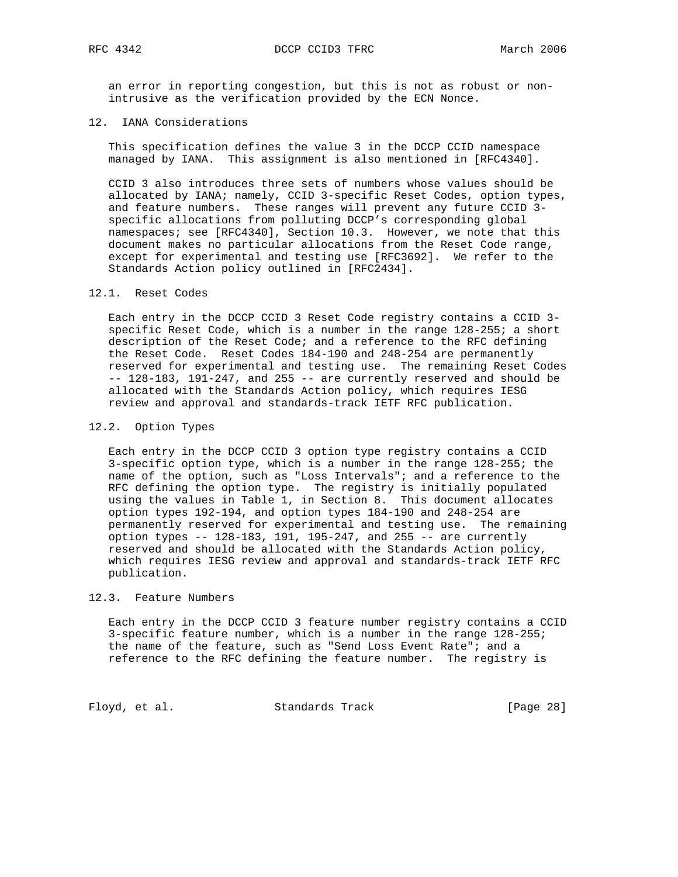an error in reporting congestion, but this is not as robust or non-intrusive as the verification provided by the ECN Nonce.

## 12. IANA Considerations

This specification defines the value 3 in the DCCP CCID namespace managed by IANA. This assignment is also mentioned in [RFC4340].

CCID 3 also introduces three sets of numbers whose values should be allocated by IANA; namely, CCID 3-specific Reset Codes, option types, and feature numbers. These ranges will prevent any future CCID 3-specific allocations from polluting DCCP's corresponding global namespaces; see [RFC4340], Section 10.3. However, we note that this document makes no particular allocations from the Reset Code range, except for experimental and testing use [RFC3692]. We refer to the Standards Action policy outlined in [RFC2434].

### 12.1. Reset Codes

Each entry in the DCCP CCID 3 Reset Code registry contains a CCID 3-specific Reset Code, which is a number in the range 128-255; a short description of the Reset Code; and a reference to the RFC defining the Reset Code. Reset Codes 184-190 and 248-254 are permanently reserved for experimental and testing use. The remaining Reset Codes -- 128-183, 191-247, and 255 -- are currently reserved and should be allocated with the Standards Action policy, which requires IESG review and approval and standards-track IETF RFC publication.

### 12.2. Option Types

Each entry in the DCCP CCID 3 option type registry contains a CCID 3-specific option type, which is a number in the range 128-255; the name of the option, such as "Loss Intervals"; and a reference to the RFC defining the option type. The registry is initially populated using the values in Table 1, in Section 8. This document allocates option types 192-194, and option types 184-190 and 248-254 are permanently reserved for experimental and testing use. The remaining option types -- 128-183, 191, 195-247, and 255 -- are currently reserved and should be allocated with the Standards Action policy, which requires IESG review and approval and standards-track IETF RFC publication.

### 12.3. Feature Numbers

Each entry in the DCCP CCID 3 feature number registry contains a CCID 3-specific feature number, which is a number in the range 128-255; the name of the feature, such as "Send Loss Event Rate"; and a reference to the RFC defining the feature number. The registry is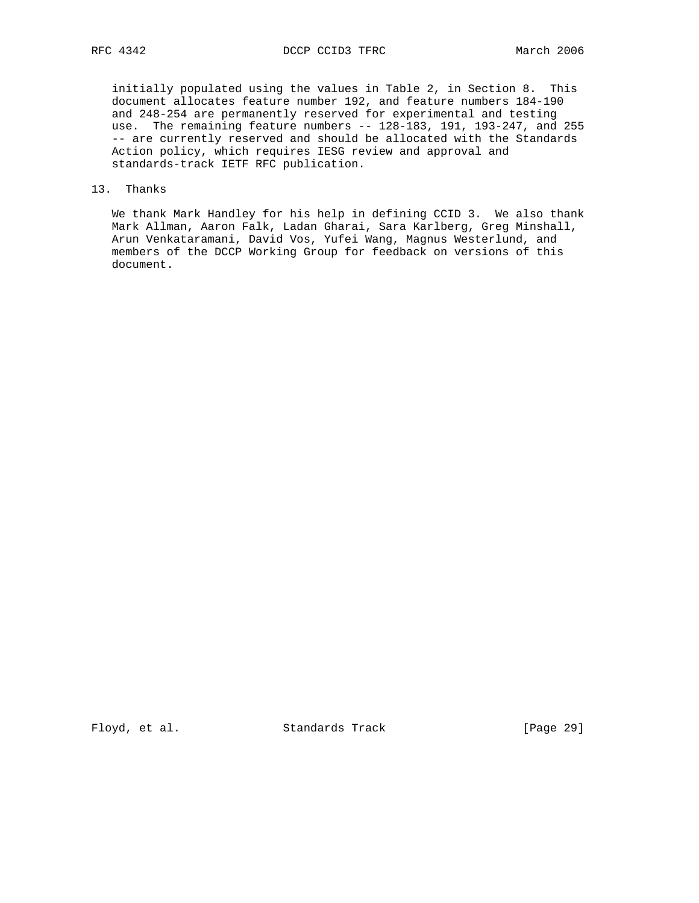initially populated using the values in Table 2, in Section 8. This document allocates feature number 192, and feature numbers 184-190 and 248-254 are permanently reserved for experimental and testing use. The remaining feature numbers -- 128-183, 191, 193-247, and 255 -- are currently reserved and should be allocated with the Standards Action policy, which requires IESG review and approval and standards-track IETF RFC publication.

## 13. Thanks

We thank Mark Handley for his help in defining CCID 3. We also thank Mark Allman, Aaron Falk, Ladan Gharai, Sara Karlberg, Greg Minshall, Arun Venkataramani, David Vos, Yufei Wang, Magnus Westerlund, and members of the DCCP Working Group for feedback on versions of this document.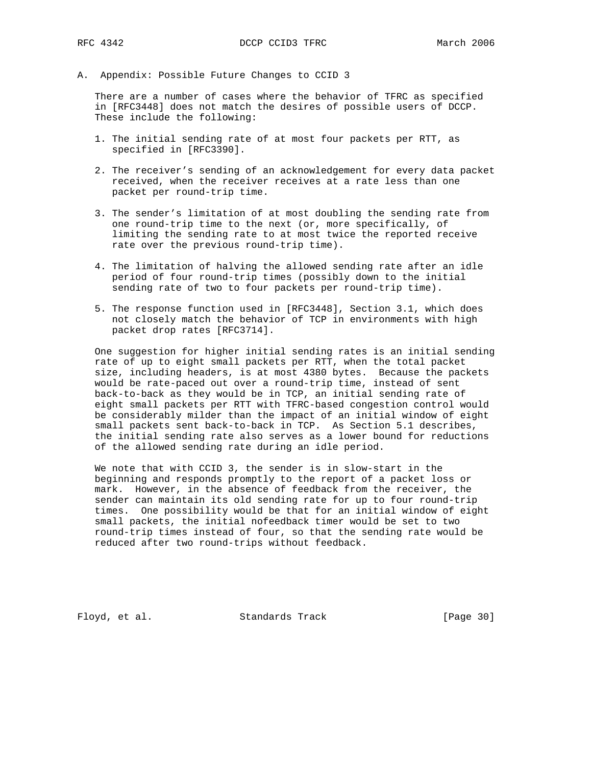# A. Appendix: Possible Future Changes to CCID 3

There are a number of cases where the behavior of TFRC as specified in [RFC3448] does not match the desires of possible users of DCCP. These include the following:

1. The initial sending rate of at most four packets per RTT, as specified in [RFC3390].

2. The receiver's sending of an acknowledgement for every data packet received, when the receiver receives at a rate less than one packet per round-trip time.

3. The sender's limitation of at most doubling the sending rate from one round-trip time to the next (or, more specifically, of limiting the sending rate to at most twice the reported receive rate over the previous round-trip time).

4. The limitation of halving the allowed sending rate after an idle period of four round-trip times (possibly down to the initial sending rate of two to four packets per round-trip time).

5. The response function used in [RFC3448], Section 3.1, which does not closely match the behavior of TCP in environments with high packet drop rates [RFC3714].

One suggestion for higher initial sending rates is an initial sending rate of up to eight small packets per RTT, when the total packet size, including headers, is at most 4380 bytes. Because the packets would be rate-paced out over a round-trip time, instead of sent back-to-back as they would be in TCP, an initial sending rate of eight small packets per RTT with TFRC-based congestion control would be considerably milder than the impact of an initial window of eight small packets sent back-to-back in TCP. As Section 5.1 describes, the initial sending rate also serves as a lower bound for reductions of the allowed sending rate during an idle period.

We note that with CCID 3, the sender is in slow-start in the beginning and responds promptly to the report of a packet loss or mark. However, in the absence of feedback from the receiver, the sender can maintain its old sending rate for up to four round-trip times. One possibility would be that for an initial window of eight small packets, the initial nofeedback timer would be set to two round-trip times instead of four, so that the sending rate would be reduced after two round-trips without feedback.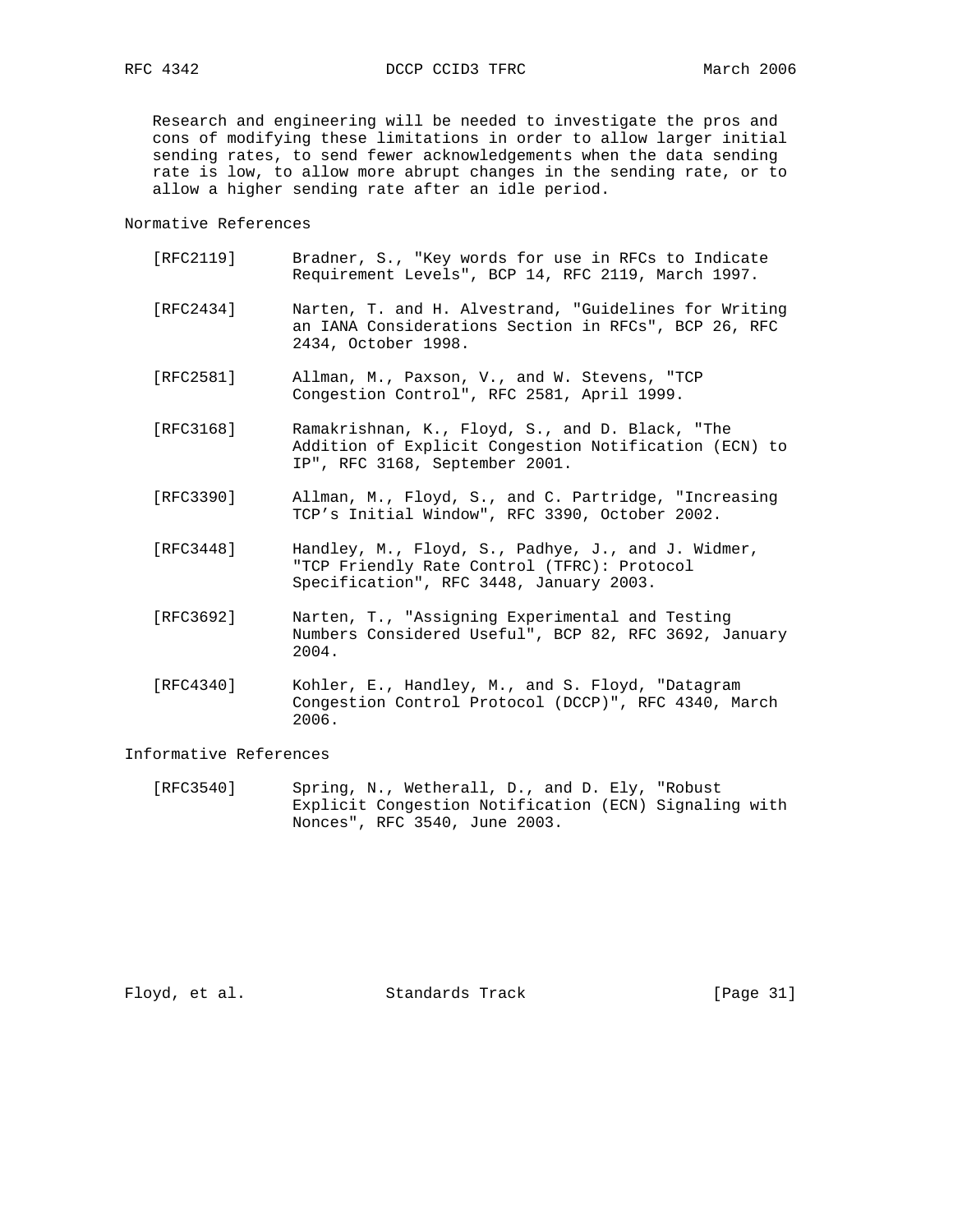Research and engineering will be needed to investigate the pros and cons of modifying these limitations in order to allow larger initial sending rates, to send fewer acknowledgements when the data sending rate is low, to allow more abrupt changes in the sending rate, or to allow a higher sending rate after an idle period.

## Normative References

[RFC2119] Bradner, S., "Key words for use in RFCs to Indicate Requirement Levels", BCP 14, RFC 2119, March 1997.

[RFC2434] Narten, T. and H. Alvestrand, "Guidelines for Writing an IANA Considerations Section in RFCs", BCP 26, RFC 2434, October 1998.

[RFC2581] Allman, M., Paxson, V., and W. Stevens, "TCP Congestion Control", RFC 2581, April 1999.

[RFC3168] Ramakrishnan, K., Floyd, S., and D. Black, "The Addition of Explicit Congestion Notification (ECN) to IP", RFC 3168, September 2001.

[RFC3390] Allman, M., Floyd, S., and C. Partridge, "Increasing TCP's Initial Window", RFC 3390, October 2002.

[RFC3448] Handley, M., Floyd, S., Padhye, J., and J. Widmer, "TCP Friendly Rate Control (TFRC): Protocol Specification", RFC 3448, January 2003.

[RFC3692] Narten, T., "Assigning Experimental and Testing Numbers Considered Useful", BCP 82, RFC 3692, January 2004.

[RFC4340] Kohler, E., Handley, M., and S. Floyd, "Datagram Congestion Control Protocol (DCCP)", RFC 4340, March 2006.

## Informative References

[RFC3540] Spring, N., Wetherall, D., and D. Ely, "Robust Explicit Congestion Notification (ECN) Signaling with Nonces", RFC 3540, June 2003.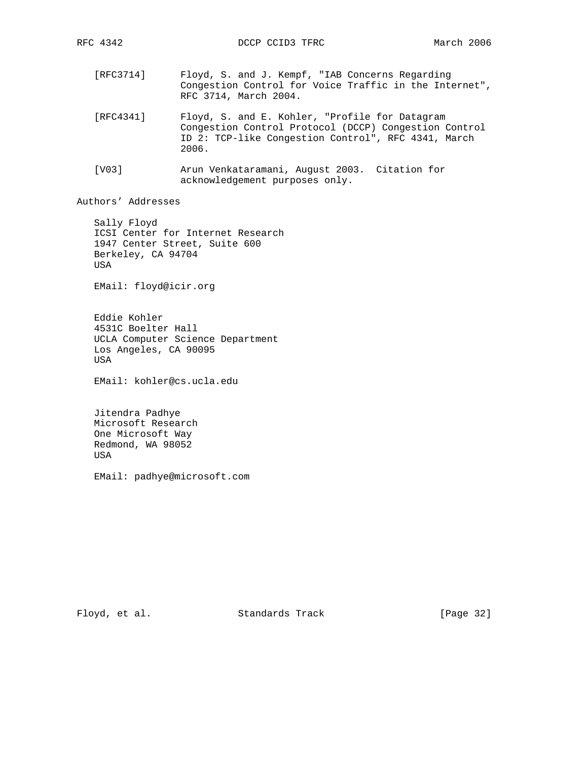[RFC3714] Floyd, S. and J. Kempf, "IAB Concerns Regarding Congestion Control for Voice Traffic in the Internet", RFC 3714, March 2004.

[RFC4341] Floyd, S. and E. Kohler, "Profile for Datagram Congestion Control Protocol (DCCP) Congestion Control ID 2: TCP-like Congestion Control", RFC 4341, March 2006.

[V03] Arun Venkataramani, August 2003. Citation for acknowledgement purposes only.

## Authors' Addresses

Sally Floyd
ICSI Center for Internet Research
1947 Center Street, Suite 600
Berkeley, CA 94704
USA

EMail: floyd@icir.org

Eddie Kohler
4531C Boelter Hall
UCLA Computer Science Department
Los Angeles, CA 90095
USA

EMail: kohler@cs.ucla.edu

Jitendra Padhye
Microsoft Research
One Microsoft Way
Redmond, WA 98052
USA

EMail: padhye@microsoft.com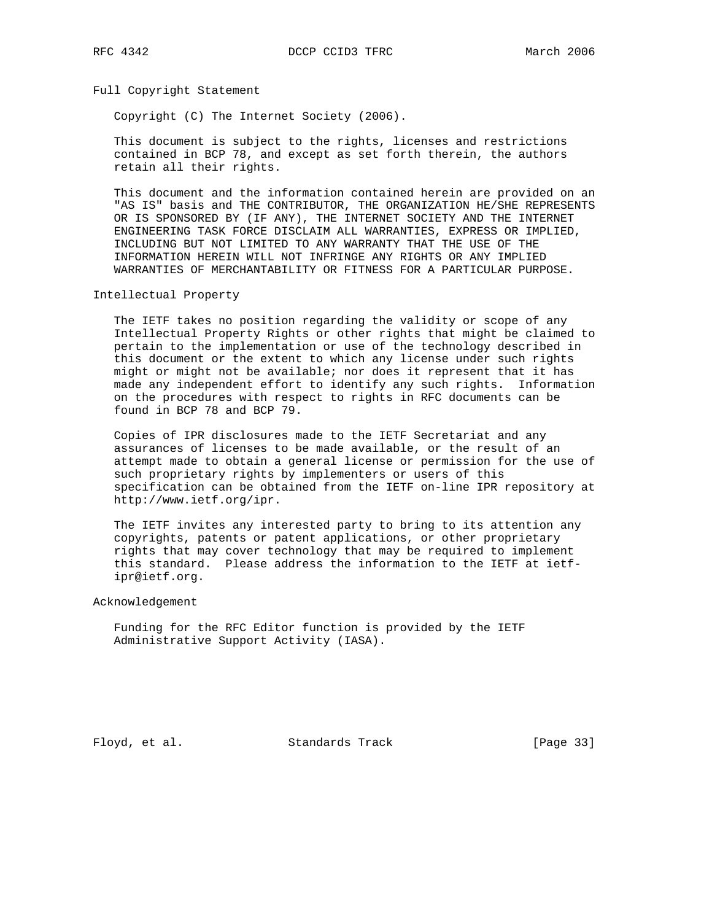## Full Copyright Statement

Copyright (C) The Internet Society (2006).

This document is subject to the rights, licenses and restrictions contained in BCP 78, and except as set forth therein, the authors retain all their rights.

This document and the information contained herein are provided on an "AS IS" basis and THE CONTRIBUTOR, THE ORGANIZATION HE/SHE REPRESENTS OR IS SPONSORED BY (IF ANY), THE INTERNET SOCIETY AND THE INTERNET ENGINEERING TASK FORCE DISCLAIM ALL WARRANTIES, EXPRESS OR IMPLIED, INCLUDING BUT NOT LIMITED TO ANY WARRANTY THAT THE USE OF THE INFORMATION HEREIN WILL NOT INFRINGE ANY RIGHTS OR ANY IMPLIED WARRANTIES OF MERCHANTABILITY OR FITNESS FOR A PARTICULAR PURPOSE.

## Intellectual Property

The IETF takes no position regarding the validity or scope of any Intellectual Property Rights or other rights that might be claimed to pertain to the implementation or use of the technology described in this document or the extent to which any license under such rights might or might not be available; nor does it represent that it has made any independent effort to identify any such rights. Information on the procedures with respect to rights in RFC documents can be found in BCP 78 and BCP 79.

Copies of IPR disclosures made to the IETF Secretariat and any assurances of licenses to be made available, or the result of an attempt made to obtain a general license or permission for the use of such proprietary rights by implementers or users of this specification can be obtained from the IETF on-line IPR repository at http://www.ietf.org/ipr.

The IETF invites any interested party to bring to its attention any copyrights, patents or patent applications, or other proprietary rights that may cover technology that may be required to implement this standard. Please address the information to the IETF at ietf-ipr@ietf.org.

## Acknowledgement

Funding for the RFC Editor function is provided by the IETF Administrative Support Activity (IASA).